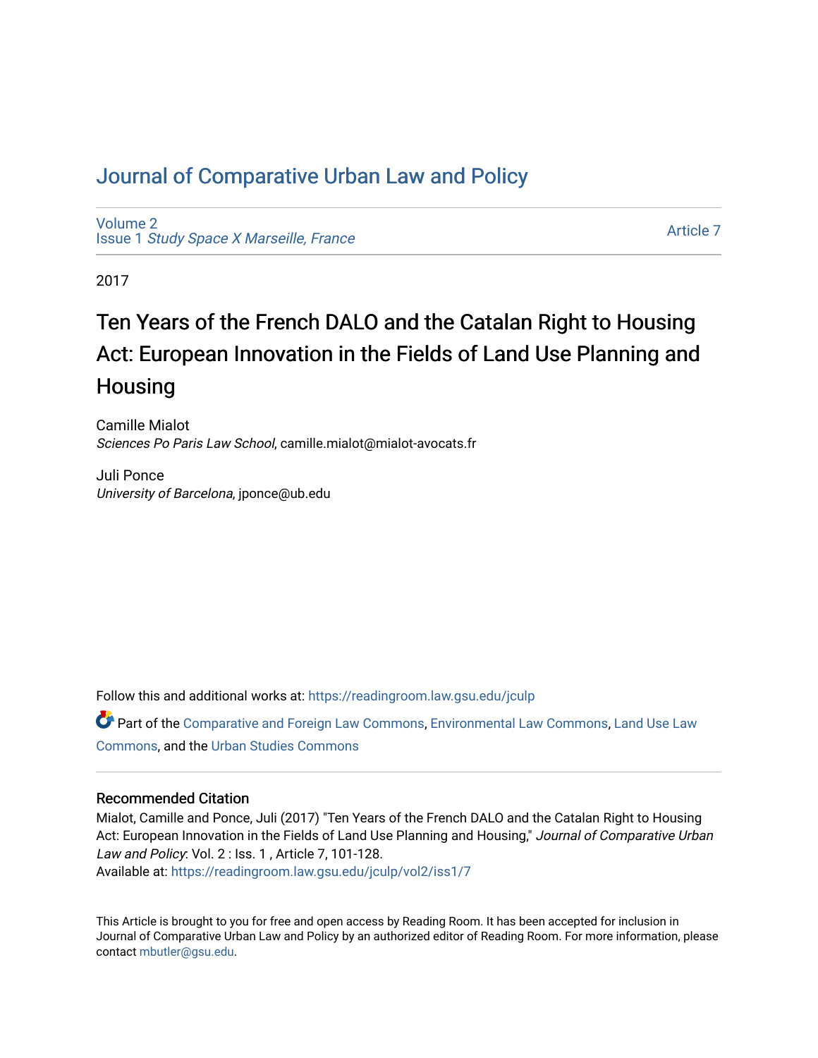# Journal of Comparative Urban Law and Policy

Volume 2
Issue 1 *Study Space X Marseille, France*

Article 7

2017

## Ten Years of the French DALO and the Catalan Right to Housing Act: European Innovation in the Fields of Land Use Planning and Housing

Camille Mialot
*Sciences Po Paris Law School*, camille.mialot@mialot-avocats.fr

Juli Ponce
*University of Barcelona*, jponce@ub.edu

Follow this and additional works at: https://readingroom.law.gsu.edu/jculp

Part of the Comparative and Foreign Law Commons, Environmental Law Commons, Land Use Law Commons, and the Urban Studies Commons

### Recommended Citation

Mialot, Camille and Ponce, Juli (2017) "Ten Years of the French DALO and the Catalan Right to Housing Act: European Innovation in the Fields of Land Use Planning and Housing," *Journal of Comparative Urban Law and Policy*: Vol. 2 : Iss. 1 , Article 7, 101-128.
Available at: https://readingroom.law.gsu.edu/jculp/vol2/iss1/7

This Article is brought to you for free and open access by Reading Room. It has been accepted for inclusion in Journal of Comparative Urban Law and Policy by an authorized editor of Reading Room. For more information, please contact mbutler@gsu.edu.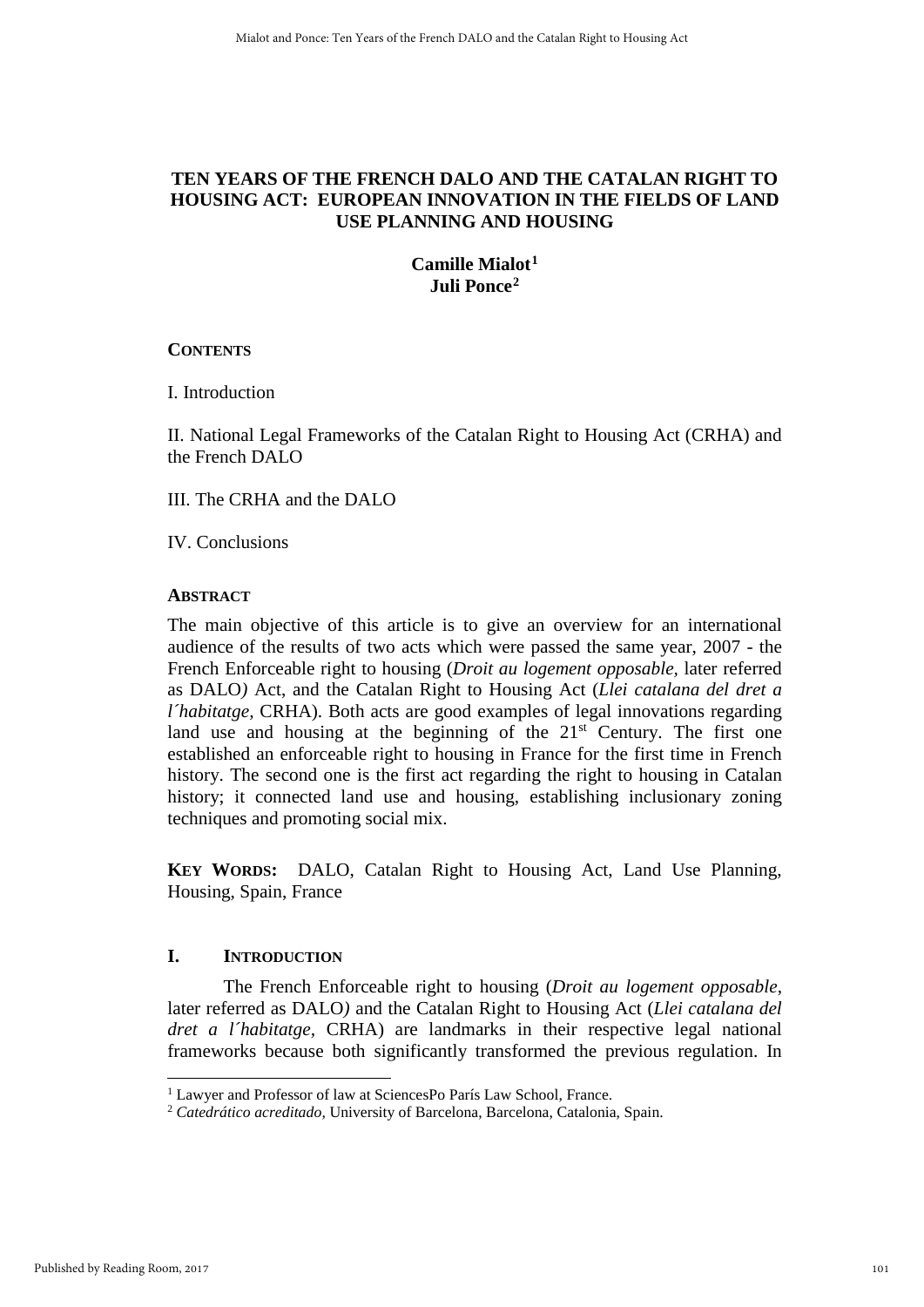# TEN YEARS OF THE FRENCH DALO AND THE CATALAN RIGHT TO HOUSING ACT: EUROPEAN INNOVATION IN THE FIELDS OF LAND USE PLANNING AND HOUSING

**Camille Mialot**[1]
**Juli Ponce**[2]

**CONTENTS**

I. Introduction

II. National Legal Frameworks of the Catalan Right to Housing Act (CRHA) and the French DALO

III. The CRHA and the DALO

IV. Conclusions

**ABSTRACT**

The main objective of this article is to give an overview for an international audience of the results of two acts which were passed the same year, 2007 - the French Enforceable right to housing (*Droit au logement opposable,* later referred as DALO*)* Act, and the Catalan Right to Housing Act (*Llei catalana del dret a l´habitatge,* CRHA). Both acts are good examples of legal innovations regarding land use and housing at the beginning of the 21st Century. The first one established an enforceable right to housing in France for the first time in French history. The second one is the first act regarding the right to housing in Catalan history; it connected land use and housing, establishing inclusionary zoning techniques and promoting social mix.

**KEY WORDS:** DALO, Catalan Right to Housing Act, Land Use Planning, Housing, Spain, France

## I. INTRODUCTION

The French Enforceable right to housing (*Droit au logement opposable,* later referred as DALO*)* and the Catalan Right to Housing Act (*Llei catalana del dret a l´habitatge,* CRHA) are landmarks in their respective legal national frameworks because both significantly transformed the previous regulation. In

[1] Lawyer and Professor of law at SciencesPo París Law School, France.

[2] *Catedrático acreditado,* University of Barcelona, Barcelona, Catalonia, Spain.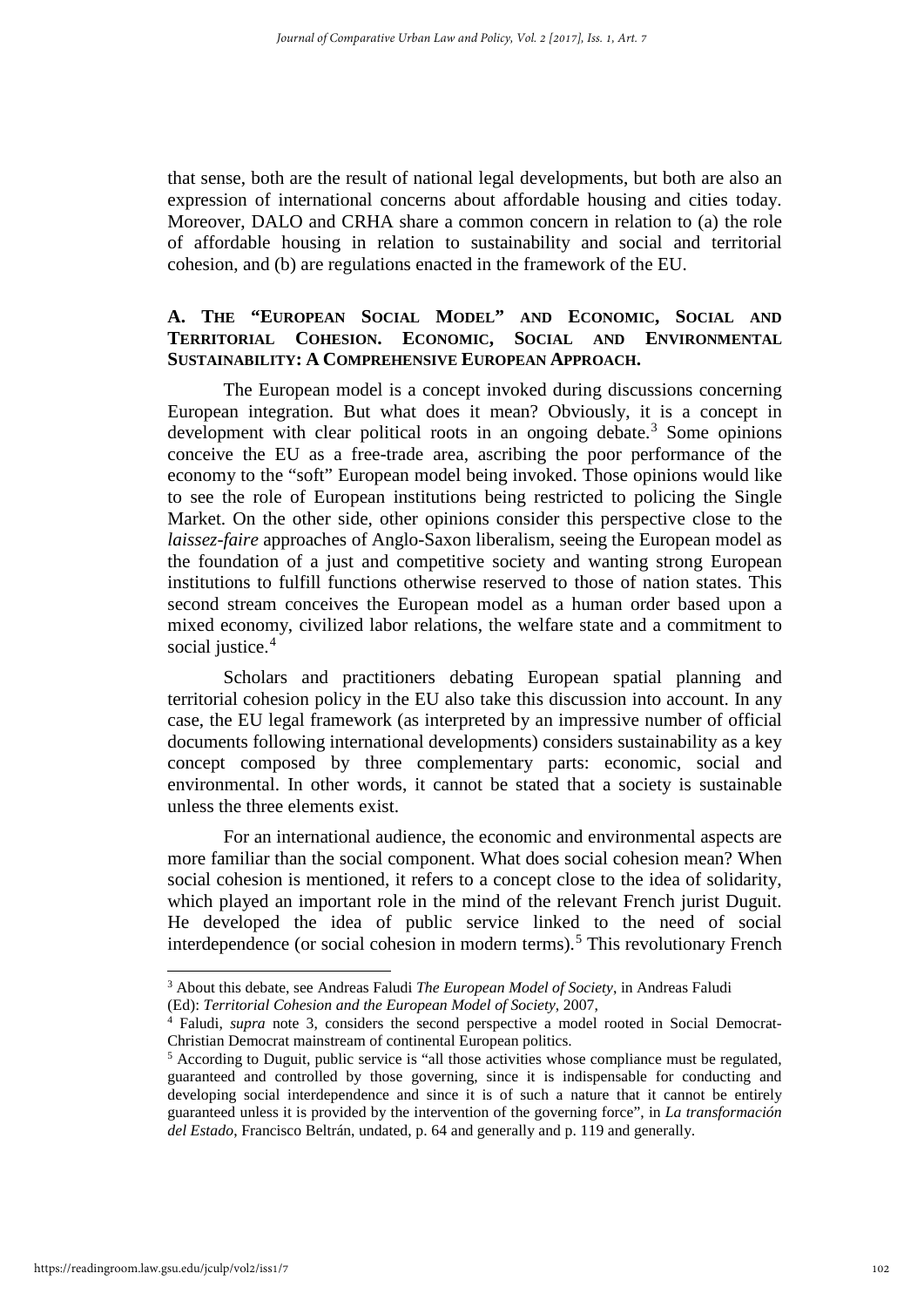that sense, both are the result of national legal developments, but both are also an expression of international concerns about affordable housing and cities today. Moreover, DALO and CRHA share a common concern in relation to (a) the role of affordable housing in relation to sustainability and social and territorial cohesion, and (b) are regulations enacted in the framework of the EU.

### A. THE "EUROPEAN SOCIAL MODEL" AND ECONOMIC, SOCIAL AND TERRITORIAL COHESION. ECONOMIC, SOCIAL AND ENVIRONMENTAL SUSTAINABILITY: A COMPREHENSIVE EUROPEAN APPROACH.

The European model is a concept invoked during discussions concerning European integration. But what does it mean? Obviously, it is a concept in development with clear political roots in an ongoing debate.[3] Some opinions conceive the EU as a free-trade area, ascribing the poor performance of the economy to the "soft" European model being invoked. Those opinions would like to see the role of European institutions being restricted to policing the Single Market. On the other side, other opinions consider this perspective close to the *laissez-faire* approaches of Anglo-Saxon liberalism, seeing the European model as the foundation of a just and competitive society and wanting strong European institutions to fulfill functions otherwise reserved to those of nation states. This second stream conceives the European model as a human order based upon a mixed economy, civilized labor relations, the welfare state and a commitment to social justice.[4]

Scholars and practitioners debating European spatial planning and territorial cohesion policy in the EU also take this discussion into account. In any case, the EU legal framework (as interpreted by an impressive number of official documents following international developments) considers sustainability as a key concept composed by three complementary parts: economic, social and environmental. In other words, it cannot be stated that a society is sustainable unless the three elements exist.

For an international audience, the economic and environmental aspects are more familiar than the social component. What does social cohesion mean? When social cohesion is mentioned, it refers to a concept close to the idea of solidarity, which played an important role in the mind of the relevant French jurist Duguit. He developed the idea of public service linked to the need of social interdependence (or social cohesion in modern terms).[5] This revolutionary French

---

[3] About this debate, see Andreas Faludi *The European Model of Society*, in Andreas Faludi (Ed): *Territorial Cohesion and the European Model of Society*, 2007,

[4] Faludi, *supra* note 3, considers the second perspective a model rooted in Social Democrat-Christian Democrat mainstream of continental European politics.

[5] According to Duguit, public service is "all those activities whose compliance must be regulated, guaranteed and controlled by those governing, since it is indispensable for conducting and developing social interdependence and since it is of such a nature that it cannot be entirely guaranteed unless it is provided by the intervention of the governing force", in *La transformación del Estado*, Francisco Beltrán, undated, p. 64 and generally and p. 119 and generally.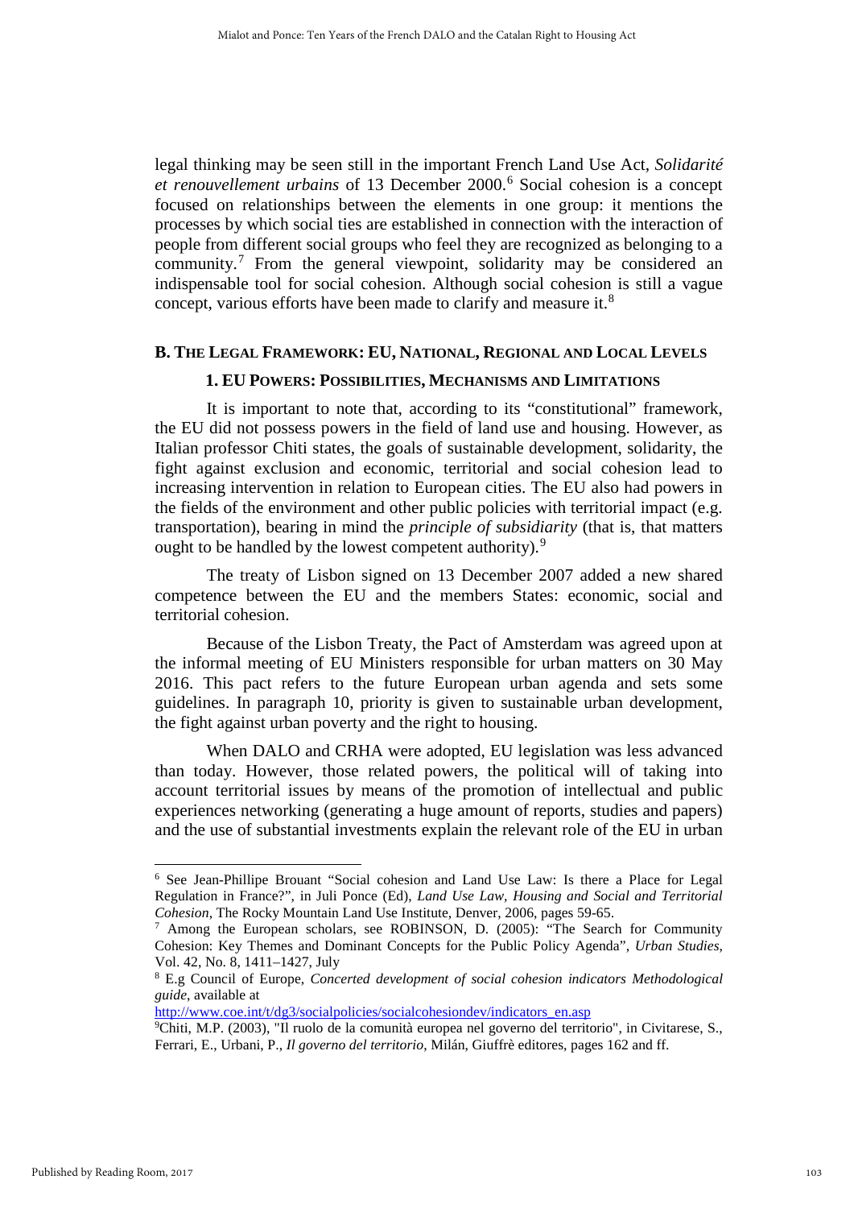legal thinking may be seen still in the important French Land Use Act, *Solidarité et renouvellement urbains* of 13 December 2000.[6] Social cohesion is a concept focused on relationships between the elements in one group: it mentions the processes by which social ties are established in connection with the interaction of people from different social groups who feel they are recognized as belonging to a community.[7] From the general viewpoint, solidarity may be considered an indispensable tool for social cohesion. Although social cohesion is still a vague concept, various efforts have been made to clarify and measure it.[8]

## B. The Legal Framework: EU, National, Regional and Local Levels

### 1. EU Powers: Possibilities, Mechanisms and Limitations

It is important to note that, according to its "constitutional" framework, the EU did not possess powers in the field of land use and housing. However, as Italian professor Chiti states, the goals of sustainable development, solidarity, the fight against exclusion and economic, territorial and social cohesion lead to increasing intervention in relation to European cities. The EU also had powers in the fields of the environment and other public policies with territorial impact (e.g. transportation), bearing in mind the *principle of subsidiarity* (that is, that matters ought to be handled by the lowest competent authority).[9]

The treaty of Lisbon signed on 13 December 2007 added a new shared competence between the EU and the members States: economic, social and territorial cohesion.

Because of the Lisbon Treaty, the Pact of Amsterdam was agreed upon at the informal meeting of EU Ministers responsible for urban matters on 30 May 2016. This pact refers to the future European urban agenda and sets some guidelines. In paragraph 10, priority is given to sustainable urban development, the fight against urban poverty and the right to housing.

When DALO and CRHA were adopted, EU legislation was less advanced than today. However, those related powers, the political will of taking into account territorial issues by means of the promotion of intellectual and public experiences networking (generating a huge amount of reports, studies and papers) and the use of substantial investments explain the relevant role of the EU in urban

---

[6] See Jean-Phillipe Brouant "Social cohesion and Land Use Law: Is there a Place for Legal Regulation in France?", in Juli Ponce (Ed), *Land Use Law, Housing and Social and Territorial Cohesion*, The Rocky Mountain Land Use Institute, Denver, 2006, pages 59-65.

[7] Among the European scholars, see ROBINSON, D. (2005): "The Search for Community Cohesion: Key Themes and Dominant Concepts for the Public Policy Agenda", *Urban Studies*, Vol. 42, No. 8, 1411–1427, July

[8] E.g Council of Europe, *Concerted development of social cohesion indicators Methodological guide*, available at http://www.coe.int/t/dg3/socialpolicies/socialcohesiondev/indicators_en.asp

[9] Chiti, M.P. (2003), "Il ruolo de la comunità europea nel governo del territorio", in Civitarese, S., Ferrari, E., Urbani, P., *Il governo del territorio*, Milán, Giuffrè editores, pages 162 and ff.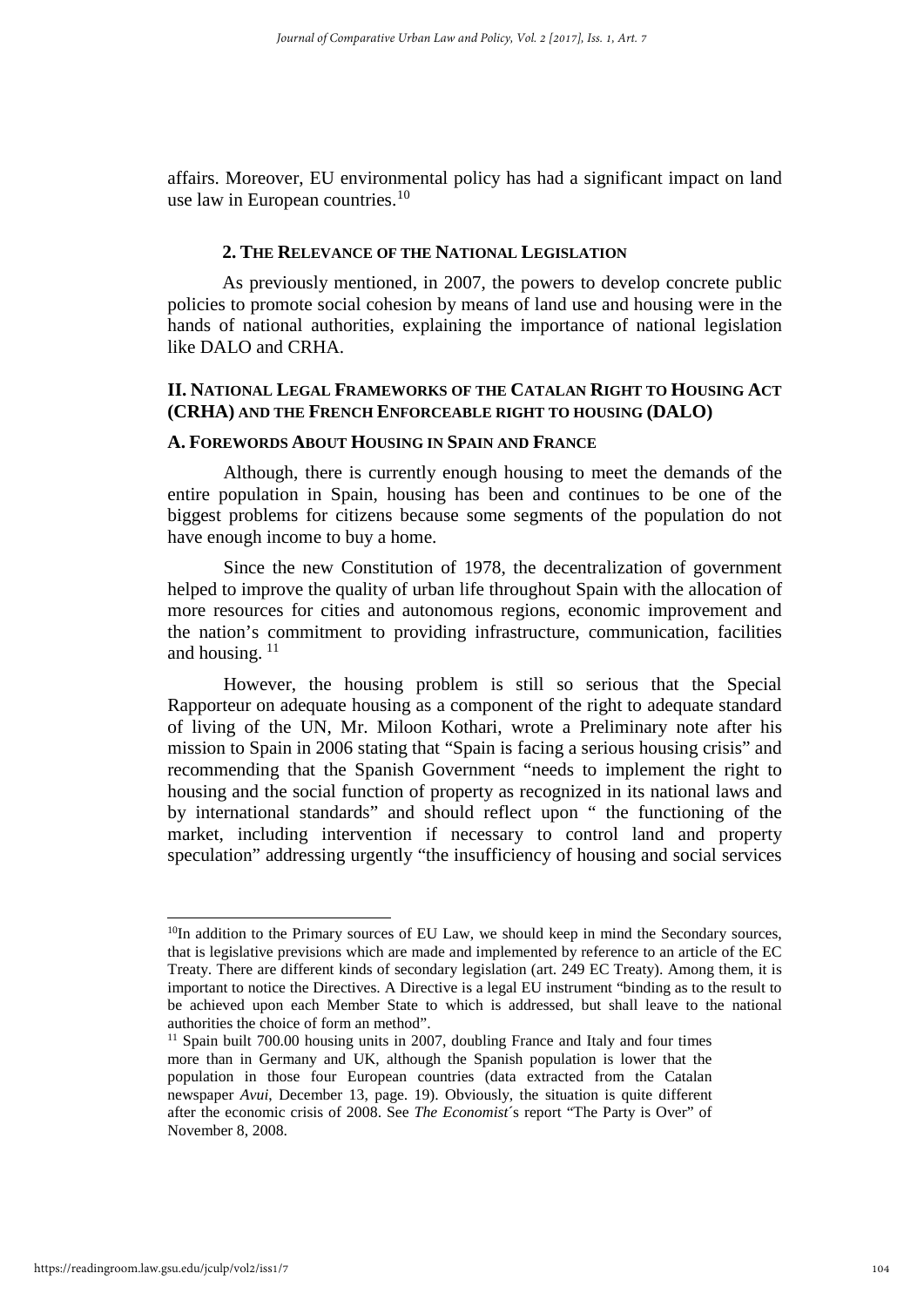affairs. Moreover, EU environmental policy has had a significant impact on land use law in European countries.[10]

### 2. The Relevance of the National Legislation

As previously mentioned, in 2007, the powers to develop concrete public policies to promote social cohesion by means of land use and housing were in the hands of national authorities, explaining the importance of national legislation like DALO and CRHA.

## II. National Legal Frameworks of the Catalan Right to Housing Act (CRHA) and the French Enforceable right to housing (DALO)

### A. Forewords About Housing in Spain and France

Although, there is currently enough housing to meet the demands of the entire population in Spain, housing has been and continues to be one of the biggest problems for citizens because some segments of the population do not have enough income to buy a home.

Since the new Constitution of 1978, the decentralization of government helped to improve the quality of urban life throughout Spain with the allocation of more resources for cities and autonomous regions, economic improvement and the nation's commitment to providing infrastructure, communication, facilities and housing. [11]

However, the housing problem is still so serious that the Special Rapporteur on adequate housing as a component of the right to adequate standard of living of the UN, Mr. Miloon Kothari, wrote a Preliminary note after his mission to Spain in 2006 stating that "Spain is facing a serious housing crisis" and recommending that the Spanish Government "needs to implement the right to housing and the social function of property as recognized in its national laws and by international standards" and should reflect upon " the functioning of the market, including intervention if necessary to control land and property speculation" addressing urgently "the insufficiency of housing and social services

---

[10]In addition to the Primary sources of EU Law, we should keep in mind the Secondary sources, that is legislative previsions which are made and implemented by reference to an article of the EC Treaty. There are different kinds of secondary legislation (art. 249 EC Treaty). Among them, it is important to notice the Directives. A Directive is a legal EU instrument "binding as to the result to be achieved upon each Member State to which is addressed, but shall leave to the national authorities the choice of form an method".

[11] Spain built 700.00 housing units in 2007, doubling France and Italy and four times more than in Germany and UK, although the Spanish population is lower that the population in those four European countries (data extracted from the Catalan newspaper *Avui*, December 13, page. 19). Obviously, the situation is quite different after the economic crisis of 2008. See *The Economist*´s report "The Party is Over" of November 8, 2008.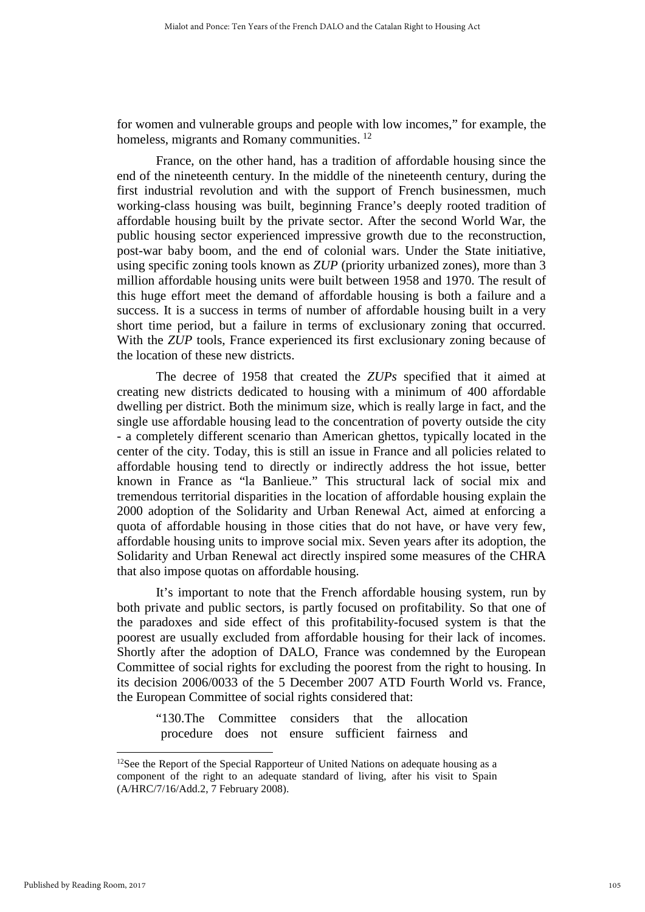for women and vulnerable groups and people with low incomes," for example, the homeless, migrants and Romany communities. [12]

France, on the other hand, has a tradition of affordable housing since the end of the nineteenth century. In the middle of the nineteenth century, during the first industrial revolution and with the support of French businessmen, much working-class housing was built, beginning France's deeply rooted tradition of affordable housing built by the private sector. After the second World War, the public housing sector experienced impressive growth due to the reconstruction, post-war baby boom, and the end of colonial wars. Under the State initiative, using specific zoning tools known as *ZUP* (priority urbanized zones), more than 3 million affordable housing units were built between 1958 and 1970. The result of this huge effort meet the demand of affordable housing is both a failure and a success. It is a success in terms of number of affordable housing built in a very short time period, but a failure in terms of exclusionary zoning that occurred. With the *ZUP* tools, France experienced its first exclusionary zoning because of the location of these new districts.

The decree of 1958 that created the *ZUPs* specified that it aimed at creating new districts dedicated to housing with a minimum of 400 affordable dwelling per district. Both the minimum size, which is really large in fact, and the single use affordable housing lead to the concentration of poverty outside the city - a completely different scenario than American ghettos, typically located in the center of the city. Today, this is still an issue in France and all policies related to affordable housing tend to directly or indirectly address the hot issue, better known in France as "la Banlieue." This structural lack of social mix and tremendous territorial disparities in the location of affordable housing explain the 2000 adoption of the Solidarity and Urban Renewal Act, aimed at enforcing a quota of affordable housing in those cities that do not have, or have very few, affordable housing units to improve social mix. Seven years after its adoption, the Solidarity and Urban Renewal act directly inspired some measures of the CHRA that also impose quotas on affordable housing.

It's important to note that the French affordable housing system, run by both private and public sectors, is partly focused on profitability. So that one of the paradoxes and side effect of this profitability-focused system is that the poorest are usually excluded from affordable housing for their lack of incomes. Shortly after the adoption of DALO, France was condemned by the European Committee of social rights for excluding the poorest from the right to housing. In its decision 2006/0033 of the 5 December 2007 ATD Fourth World vs. France, the European Committee of social rights considered that:

> "130.The Committee considers that the allocation procedure does not ensure sufficient fairness and

---

[12] See the Report of the Special Rapporteur of United Nations on adequate housing as a component of the right to an adequate standard of living, after his visit to Spain (A/HRC/7/16/Add.2, 7 February 2008).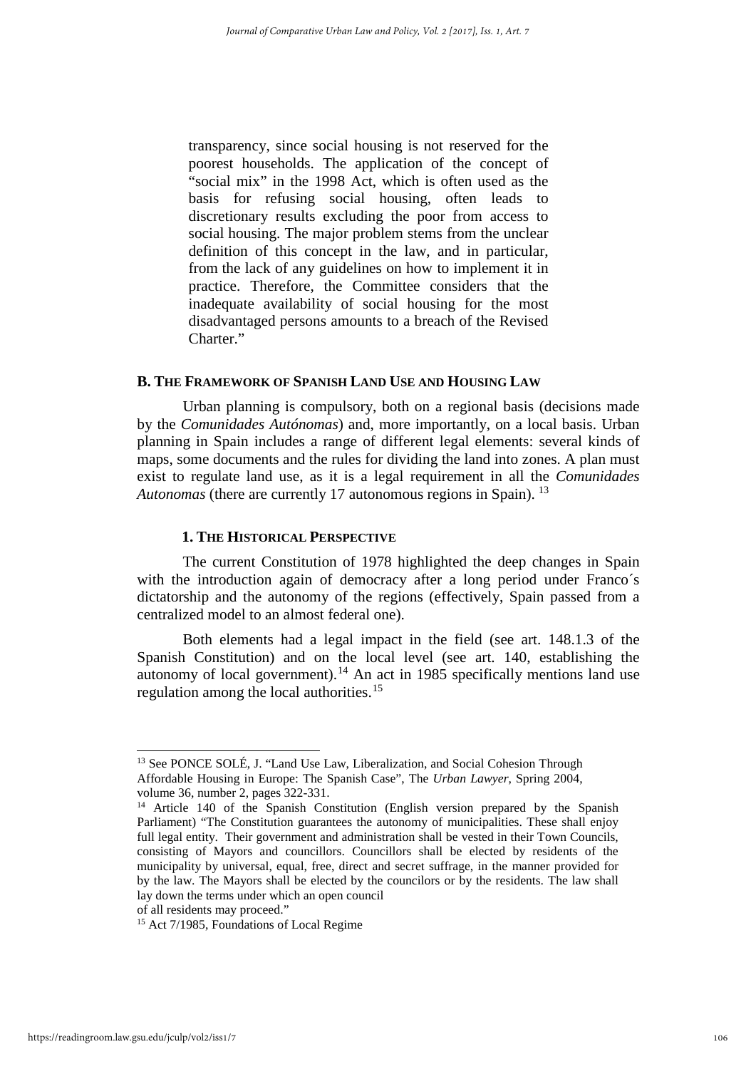> transparency, since social housing is not reserved for the poorest households. The application of the concept of "social mix" in the 1998 Act, which is often used as the basis for refusing social housing, often leads to discretionary results excluding the poor from access to social housing. The major problem stems from the unclear definition of this concept in the law, and in particular, from the lack of any guidelines on how to implement it in practice. Therefore, the Committee considers that the inadequate availability of social housing for the most disadvantaged persons amounts to a breach of the Revised Charter."

## B. The Framework of Spanish Land Use and Housing Law

Urban planning is compulsory, both on a regional basis (decisions made by the *Comunidades Autónomas*) and, more importantly, on a local basis. Urban planning in Spain includes a range of different legal elements: several kinds of maps, some documents and the rules for dividing the land into zones. A plan must exist to regulate land use, as it is a legal requirement in all the *Comunidades Autonomas* (there are currently 17 autonomous regions in Spain). [13]

### 1. The Historical Perspective

The current Constitution of 1978 highlighted the deep changes in Spain with the introduction again of democracy after a long period under Franco´s dictatorship and the autonomy of the regions (effectively, Spain passed from a centralized model to an almost federal one).

Both elements had a legal impact in the field (see art. 148.1.3 of the Spanish Constitution) and on the local level (see art. 140, establishing the autonomy of local government).[14] An act in 1985 specifically mentions land use regulation among the local authorities.[15]

---

[13] See PONCE SOLÉ, J. "Land Use Law, Liberalization, and Social Cohesion Through Affordable Housing in Europe: The Spanish Case", The *Urban Lawyer*, Spring 2004, volume 36, number 2, pages 322-331.

[14] Article 140 of the Spanish Constitution (English version prepared by the Spanish Parliament) "The Constitution guarantees the autonomy of municipalities. These shall enjoy full legal entity. Their government and administration shall be vested in their Town Councils, consisting of Mayors and councillors. Councillors shall be elected by residents of the municipality by universal, equal, free, direct and secret suffrage, in the manner provided for by the law. The Mayors shall be elected by the councilors or by the residents. The law shall lay down the terms under which an open council of all residents may proceed."

[15] Act 7/1985, Foundations of Local Regime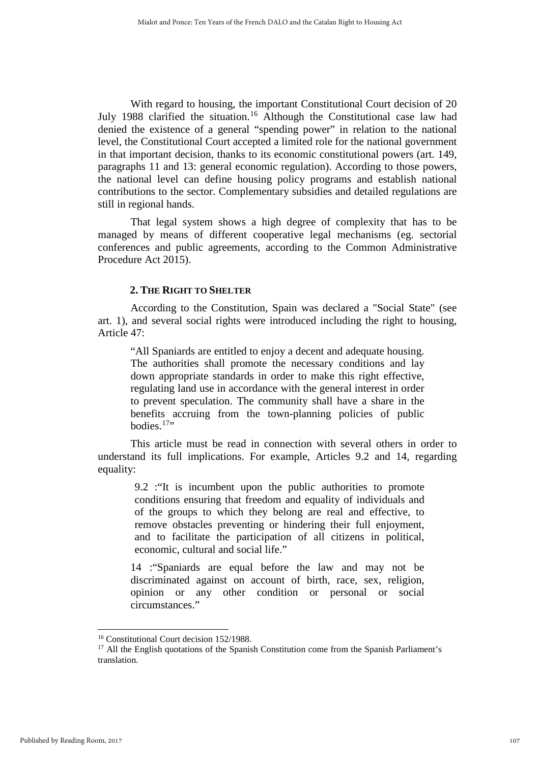With regard to housing, the important Constitutional Court decision of 20 July 1988 clarified the situation.[16] Although the Constitutional case law had denied the existence of a general "spending power" in relation to the national level, the Constitutional Court accepted a limited role for the national government in that important decision, thanks to its economic constitutional powers (art. 149, paragraphs 11 and 13: general economic regulation). According to those powers, the national level can define housing policy programs and establish national contributions to the sector. Complementary subsidies and detailed regulations are still in regional hands.

That legal system shows a high degree of complexity that has to be managed by means of different cooperative legal mechanisms (eg. sectorial conferences and public agreements, according to the Common Administrative Procedure Act 2015).

## 2. The Right to Shelter

According to the Constitution, Spain was declared a "Social State" (see art. 1), and several social rights were introduced including the right to housing, Article 47:

> "All Spaniards are entitled to enjoy a decent and adequate housing. The authorities shall promote the necessary conditions and lay down appropriate standards in order to make this right effective, regulating land use in accordance with the general interest in order to prevent speculation. The community shall have a share in the benefits accruing from the town-planning policies of public bodies.[17]"

This article must be read in connection with several others in order to understand its full implications. For example, Articles 9.2 and 14, regarding equality:

> 9.2 :"It is incumbent upon the public authorities to promote conditions ensuring that freedom and equality of individuals and of the groups to which they belong are real and effective, to remove obstacles preventing or hindering their full enjoyment, and to facilitate the participation of all citizens in political, economic, cultural and social life."

> 14 :"Spaniards are equal before the law and may not be discriminated against on account of birth, race, sex, religion, opinion or any other condition or personal or social circumstances."

---

[16] Constitutional Court decision 152/1988.

[17] All the English quotations of the Spanish Constitution come from the Spanish Parliament's translation.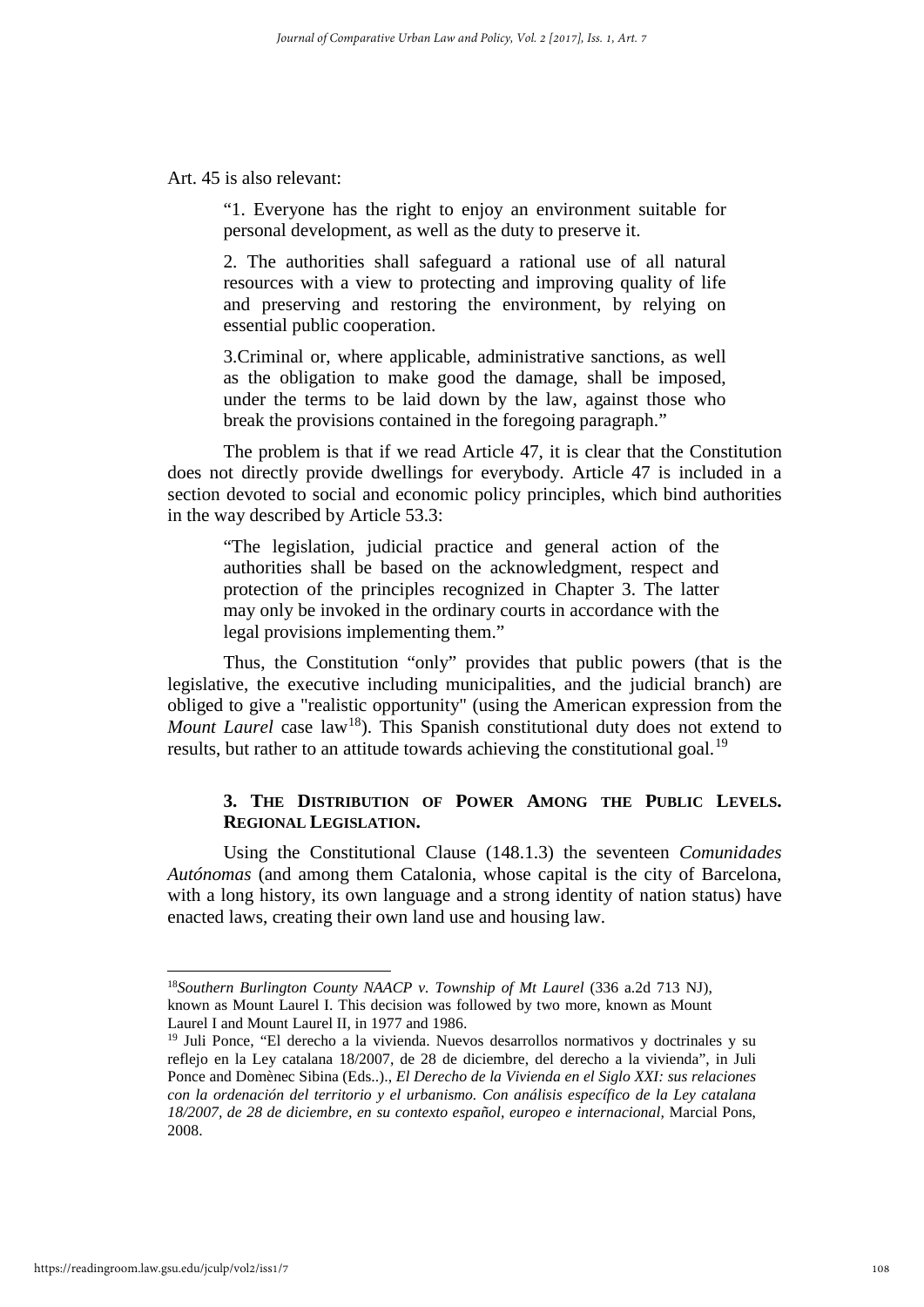Art. 45 is also relevant:

> "1. Everyone has the right to enjoy an environment suitable for personal development, as well as the duty to preserve it.
>
> 2. The authorities shall safeguard a rational use of all natural resources with a view to protecting and improving quality of life and preserving and restoring the environment, by relying on essential public cooperation.
>
> 3.Criminal or, where applicable, administrative sanctions, as well as the obligation to make good the damage, shall be imposed, under the terms to be laid down by the law, against those who break the provisions contained in the foregoing paragraph."

The problem is that if we read Article 47, it is clear that the Constitution does not directly provide dwellings for everybody. Article 47 is included in a section devoted to social and economic policy principles, which bind authorities in the way described by Article 53.3:

> "The legislation, judicial practice and general action of the authorities shall be based on the acknowledgment, respect and protection of the principles recognized in Chapter 3. The latter may only be invoked in the ordinary courts in accordance with the legal provisions implementing them."

Thus, the Constitution "only" provides that public powers (that is the legislative, the executive including municipalities, and the judicial branch) are obliged to give a "realistic opportunity" (using the American expression from the *Mount Laurel* case law[18]). This Spanish constitutional duty does not extend to results, but rather to an attitude towards achieving the constitutional goal.[19]

### 3. THE DISTRIBUTION OF POWER AMONG THE PUBLIC LEVELS. REGIONAL LEGISLATION.

Using the Constitutional Clause (148.1.3) the seventeen *Comunidades Autónomas* (and among them Catalonia, whose capital is the city of Barcelona, with a long history, its own language and a strong identity of nation status) have enacted laws, creating their own land use and housing law.

---

[18] *Southern Burlington County NAACP v. Township of Mt Laurel* (336 a.2d 713 NJ), known as Mount Laurel I. This decision was followed by two more, known as Mount Laurel I and Mount Laurel II, in 1977 and 1986.

[19] Juli Ponce, "El derecho a la vivienda. Nuevos desarrollos normativos y doctrinales y su reflejo en la Ley catalana 18/2007, de 28 de diciembre, del derecho a la vivienda", in Juli Ponce and Domènec Sibina (Eds..)., *El Derecho de la Vivienda en el Siglo XXI: sus relaciones con la ordenación del territorio y el urbanismo. Con análisis específico de la Ley catalana 18/2007, de 28 de diciembre, en su contexto español, europeo e internacional*, Marcial Pons, 2008.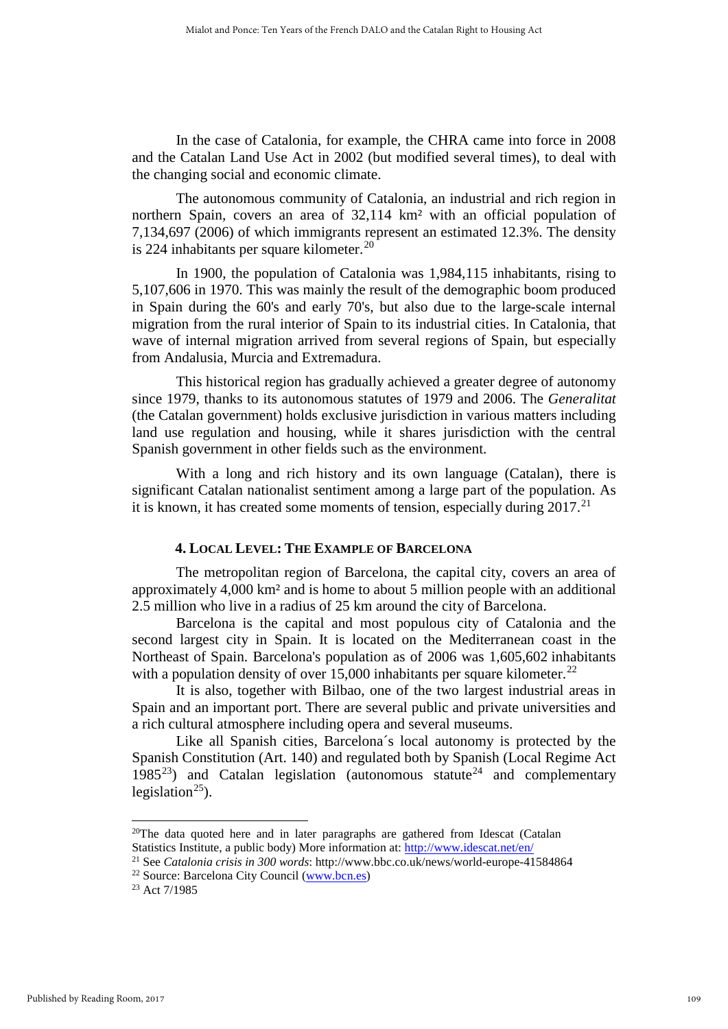In the case of Catalonia, for example, the CHRA came into force in 2008 and the Catalan Land Use Act in 2002 (but modified several times), to deal with the changing social and economic climate.

The autonomous community of Catalonia, an industrial and rich region in northern Spain, covers an area of 32,114 km² with an official population of 7,134,697 (2006) of which immigrants represent an estimated 12.3%. The density is 224 inhabitants per square kilometer.[20]

In 1900, the population of Catalonia was 1,984,115 inhabitants, rising to 5,107,606 in 1970. This was mainly the result of the demographic boom produced in Spain during the 60's and early 70's, but also due to the large-scale internal migration from the rural interior of Spain to its industrial cities. In Catalonia, that wave of internal migration arrived from several regions of Spain, but especially from Andalusia, Murcia and Extremadura.

This historical region has gradually achieved a greater degree of autonomy since 1979, thanks to its autonomous statutes of 1979 and 2006. The *Generalitat* (the Catalan government) holds exclusive jurisdiction in various matters including land use regulation and housing, while it shares jurisdiction with the central Spanish government in other fields such as the environment.

With a long and rich history and its own language (Catalan), there is significant Catalan nationalist sentiment among a large part of the population. As it is known, it has created some moments of tension, especially during 2017.[21]

## 4. Local Level: The Example of Barcelona

The metropolitan region of Barcelona, the capital city, covers an area of approximately 4,000 km² and is home to about 5 million people with an additional 2.5 million who live in a radius of 25 km around the city of Barcelona.

Barcelona is the capital and most populous city of Catalonia and the second largest city in Spain. It is located on the Mediterranean coast in the Northeast of Spain. Barcelona's population as of 2006 was 1,605,602 inhabitants with a population density of over 15,000 inhabitants per square kilometer.[22]

It is also, together with Bilbao, one of the two largest industrial areas in Spain and an important port. There are several public and private universities and a rich cultural atmosphere including opera and several museums.

Like all Spanish cities, Barcelona´s local autonomy is protected by the Spanish Constitution (Art. 140) and regulated both by Spanish (Local Regime Act 1985[23]) and Catalan legislation (autonomous statute[24] and complementary legislation[25]).

---

[20] The data quoted here and in later paragraphs are gathered from Idescat (Catalan Statistics Institute, a public body) More information at: http://www.idescat.net/en/

[21] See *Catalonia crisis in 300 words*: http://www.bbc.co.uk/news/world-europe-41584864

[22] Source: Barcelona City Council (www.bcn.es)

[23] Act 7/1985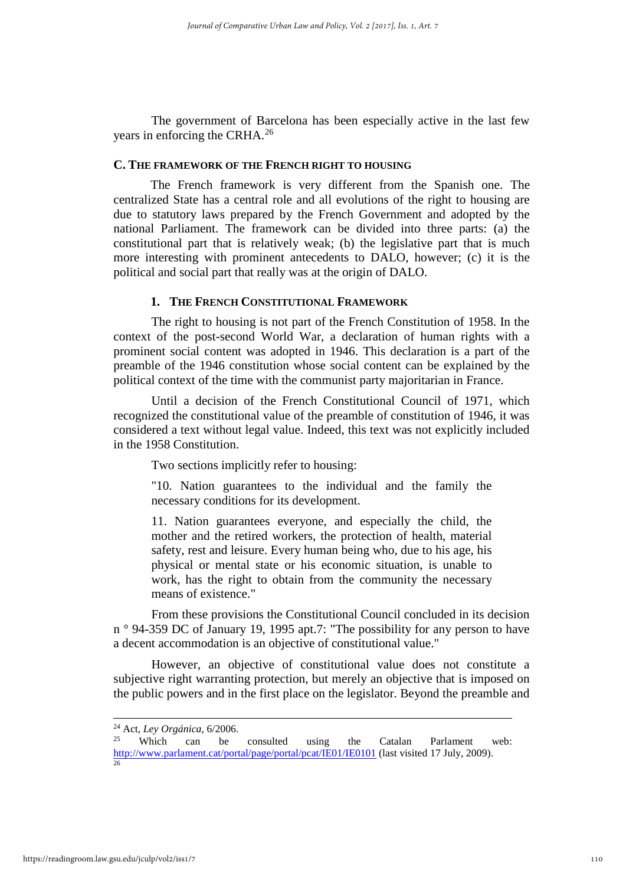The government of Barcelona has been especially active in the last few years in enforcing the CRHA.[26]

### C. THE FRAMEWORK OF THE FRENCH RIGHT TO HOUSING

The French framework is very different from the Spanish one. The centralized State has a central role and all evolutions of the right to housing are due to statutory laws prepared by the French Government and adopted by the national Parliament. The framework can be divided into three parts: (a) the constitutional part that is relatively weak; (b) the legislative part that is much more interesting with prominent antecedents to DALO, however; (c) it is the political and social part that really was at the origin of DALO.

#### 1. THE FRENCH CONSTITUTIONAL FRAMEWORK

The right to housing is not part of the French Constitution of 1958. In the context of the post-second World War, a declaration of human rights with a prominent social content was adopted in 1946. This declaration is a part of the preamble of the 1946 constitution whose social content can be explained by the political context of the time with the communist party majoritarian in France.

Until a decision of the French Constitutional Council of 1971, which recognized the constitutional value of the preamble of constitution of 1946, it was considered a text without legal value. Indeed, this text was not explicitly included in the 1958 Constitution.

Two sections implicitly refer to housing:

> "10. Nation guarantees to the individual and the family the necessary conditions for its development.
>
> 11. Nation guarantees everyone, and especially the child, the mother and the retired workers, the protection of health, material safety, rest and leisure. Every human being who, due to his age, his physical or mental state or his economic situation, is unable to work, has the right to obtain from the community the necessary means of existence."

From these provisions the Constitutional Council concluded in its decision n ° 94-359 DC of January 19, 1995 apt.7: "The possibility for any person to have a decent accommodation is an objective of constitutional value."

However, an objective of constitutional value does not constitute a subjective right warranting protection, but merely an objective that is imposed on the public powers and in the first place on the legislator. Beyond the preamble and

---

[24] Act, *Ley Orgánica*, 6/2006.

[25] Which can be consulted using the Catalan Parlament web: http://www.parlament.cat/portal/page/portal/pcat/IE01/IE0101 (last visited 17 July, 2009).

[26]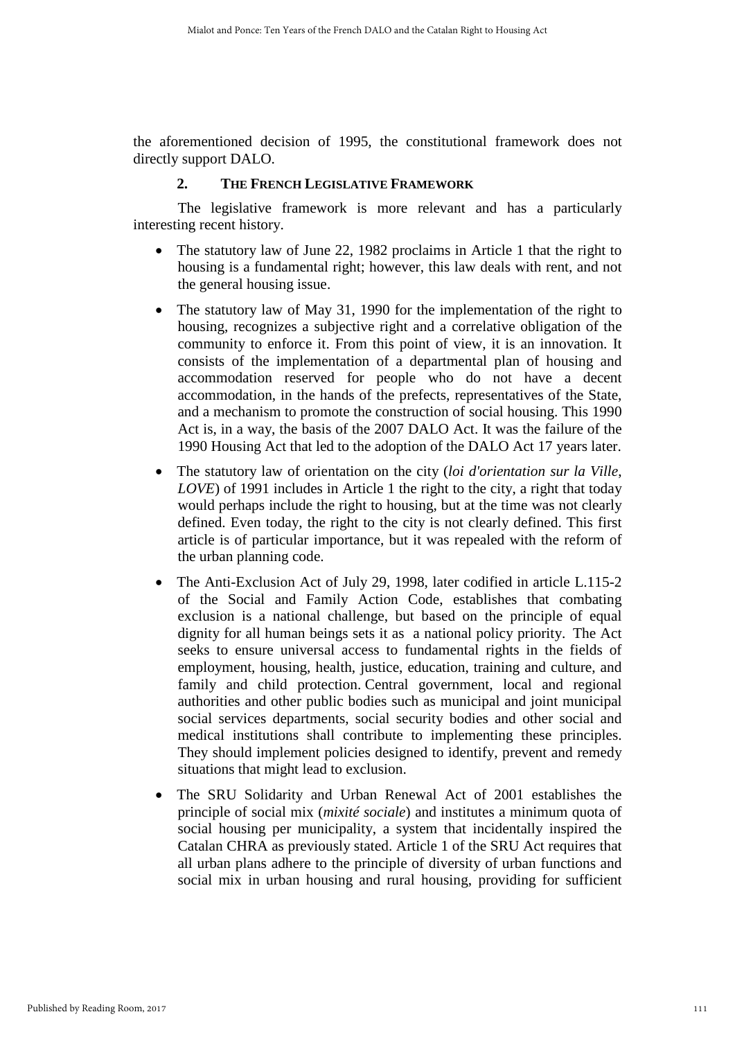the aforementioned decision of 1995, the constitutional framework does not directly support DALO.

### 2. THE FRENCH LEGISLATIVE FRAMEWORK

The legislative framework is more relevant and has a particularly interesting recent history.

- The statutory law of June 22, 1982 proclaims in Article 1 that the right to housing is a fundamental right; however, this law deals with rent, and not the general housing issue.
- The statutory law of May 31, 1990 for the implementation of the right to housing, recognizes a subjective right and a correlative obligation of the community to enforce it. From this point of view, it is an innovation. It consists of the implementation of a departmental plan of housing and accommodation reserved for people who do not have a decent accommodation, in the hands of the prefects, representatives of the State, and a mechanism to promote the construction of social housing. This 1990 Act is, in a way, the basis of the 2007 DALO Act. It was the failure of the 1990 Housing Act that led to the adoption of the DALO Act 17 years later.
- The statutory law of orientation on the city (*loi d'orientation sur la Ville, LOVE*) of 1991 includes in Article 1 the right to the city, a right that today would perhaps include the right to housing, but at the time was not clearly defined. Even today, the right to the city is not clearly defined. This first article is of particular importance, but it was repealed with the reform of the urban planning code.
- The Anti-Exclusion Act of July 29, 1998, later codified in article L.115-2 of the Social and Family Action Code, establishes that combating exclusion is a national challenge, but based on the principle of equal dignity for all human beings sets it as a national policy priority. The Act seeks to ensure universal access to fundamental rights in the fields of employment, housing, health, justice, education, training and culture, and family and child protection. Central government, local and regional authorities and other public bodies such as municipal and joint municipal social services departments, social security bodies and other social and medical institutions shall contribute to implementing these principles. They should implement policies designed to identify, prevent and remedy situations that might lead to exclusion.
- The SRU Solidarity and Urban Renewal Act of 2001 establishes the principle of social mix (*mixité sociale*) and institutes a minimum quota of social housing per municipality, a system that incidentally inspired the Catalan CHRA as previously stated. Article 1 of the SRU Act requires that all urban plans adhere to the principle of diversity of urban functions and social mix in urban housing and rural housing, providing for sufficient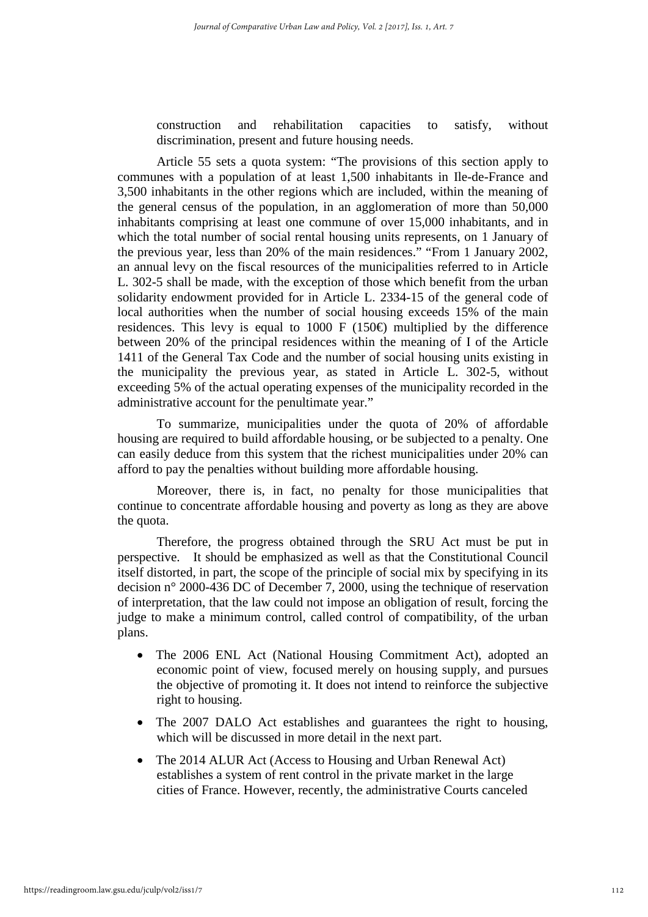construction and rehabilitation capacities to satisfy, without discrimination, present and future housing needs.

Article 55 sets a quota system: "The provisions of this section apply to communes with a population of at least 1,500 inhabitants in Ile-de-France and 3,500 inhabitants in the other regions which are included, within the meaning of the general census of the population, in an agglomeration of more than 50,000 inhabitants comprising at least one commune of over 15,000 inhabitants, and in which the total number of social rental housing units represents, on 1 January of the previous year, less than 20% of the main residences." "From 1 January 2002, an annual levy on the fiscal resources of the municipalities referred to in Article L. 302-5 shall be made, with the exception of those which benefit from the urban solidarity endowment provided for in Article L. 2334-15 of the general code of local authorities when the number of social housing exceeds 15% of the main residences. This levy is equal to 1000 F (150€) multiplied by the difference between 20% of the principal residences within the meaning of I of the Article 1411 of the General Tax Code and the number of social housing units existing in the municipality the previous year, as stated in Article L. 302-5, without exceeding 5% of the actual operating expenses of the municipality recorded in the administrative account for the penultimate year."

To summarize, municipalities under the quota of 20% of affordable housing are required to build affordable housing, or be subjected to a penalty. One can easily deduce from this system that the richest municipalities under 20% can afford to pay the penalties without building more affordable housing.

Moreover, there is, in fact, no penalty for those municipalities that continue to concentrate affordable housing and poverty as long as they are above the quota.

Therefore, the progress obtained through the SRU Act must be put in perspective. It should be emphasized as well as that the Constitutional Council itself distorted, in part, the scope of the principle of social mix by specifying in its decision n° 2000-436 DC of December 7, 2000, using the technique of reservation of interpretation, that the law could not impose an obligation of result, forcing the judge to make a minimum control, called control of compatibility, of the urban plans.

- The 2006 ENL Act (National Housing Commitment Act), adopted an economic point of view, focused merely on housing supply, and pursues the objective of promoting it. It does not intend to reinforce the subjective right to housing.
- The 2007 DALO Act establishes and guarantees the right to housing, which will be discussed in more detail in the next part.
- The 2014 ALUR Act (Access to Housing and Urban Renewal Act) establishes a system of rent control in the private market in the large cities of France. However, recently, the administrative Courts canceled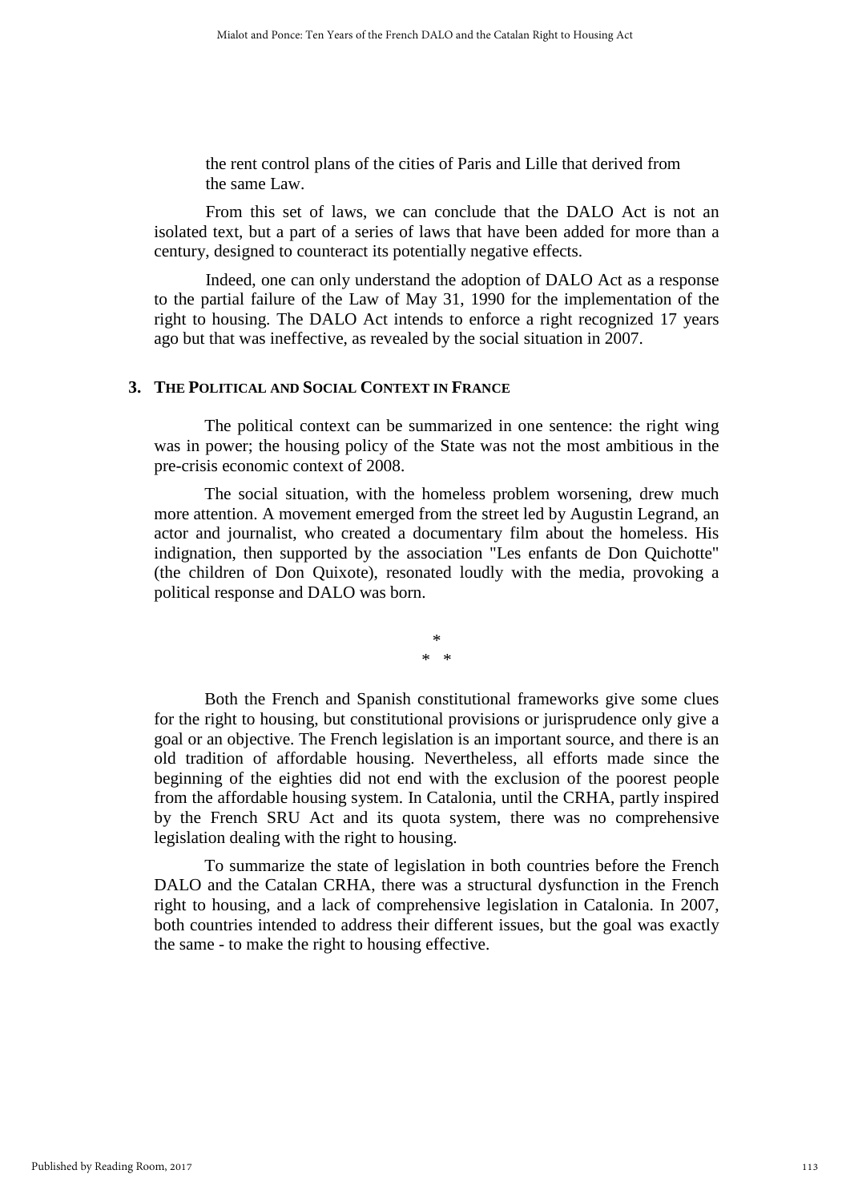the rent control plans of the cities of Paris and Lille that derived from the same Law.

From this set of laws, we can conclude that the DALO Act is not an isolated text, but a part of a series of laws that have been added for more than a century, designed to counteract its potentially negative effects.

Indeed, one can only understand the adoption of DALO Act as a response to the partial failure of the Law of May 31, 1990 for the implementation of the right to housing. The DALO Act intends to enforce a right recognized 17 years ago but that was ineffective, as revealed by the social situation in 2007.

## 3. The Political and Social Context in France

The political context can be summarized in one sentence: the right wing was in power; the housing policy of the State was not the most ambitious in the pre-crisis economic context of 2008.

The social situation, with the homeless problem worsening, drew much more attention. A movement emerged from the street led by Augustin Legrand, an actor and journalist, who created a documentary film about the homeless. His indignation, then supported by the association "Les enfants de Don Quichotte" (the children of Don Quixote), resonated loudly with the media, provoking a political response and DALO was born.

\*
\* \*

Both the French and Spanish constitutional frameworks give some clues for the right to housing, but constitutional provisions or jurisprudence only give a goal or an objective. The French legislation is an important source, and there is an old tradition of affordable housing. Nevertheless, all efforts made since the beginning of the eighties did not end with the exclusion of the poorest people from the affordable housing system. In Catalonia, until the CRHA, partly inspired by the French SRU Act and its quota system, there was no comprehensive legislation dealing with the right to housing.

To summarize the state of legislation in both countries before the French DALO and the Catalan CRHA, there was a structural dysfunction in the French right to housing, and a lack of comprehensive legislation in Catalonia. In 2007, both countries intended to address their different issues, but the goal was exactly the same - to make the right to housing effective.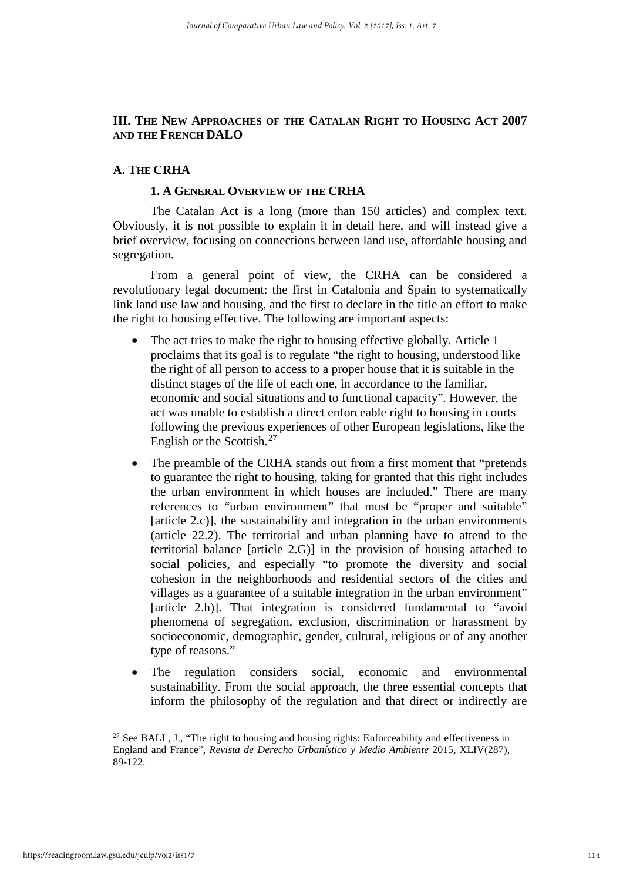## III. The New Approaches of the Catalan Right to Housing Act 2007 and the French DALO

### A. The CRHA

#### 1. A General Overview of the CRHA

The Catalan Act is a long (more than 150 articles) and complex text. Obviously, it is not possible to explain it in detail here, and will instead give a brief overview, focusing on connections between land use, affordable housing and segregation.

From a general point of view, the CRHA can be considered a revolutionary legal document: the first in Catalonia and Spain to systematically link land use law and housing, and the first to declare in the title an effort to make the right to housing effective. The following are important aspects:

- The act tries to make the right to housing effective globally. Article 1 proclaims that its goal is to regulate "the right to housing, understood like the right of all person to access to a proper house that it is suitable in the distinct stages of the life of each one, in accordance to the familiar, economic and social situations and to functional capacity". However, the act was unable to establish a direct enforceable right to housing in courts following the previous experiences of other European legislations, like the English or the Scottish.[27]
- The preamble of the CRHA stands out from a first moment that "pretends to guarantee the right to housing, taking for granted that this right includes the urban environment in which houses are included." There are many references to "urban environment" that must be "proper and suitable" [article 2.c)], the sustainability and integration in the urban environments (article 22.2). The territorial and urban planning have to attend to the territorial balance [article 2.G)] in the provision of housing attached to social policies, and especially "to promote the diversity and social cohesion in the neighborhoods and residential sectors of the cities and villages as a guarantee of a suitable integration in the urban environment" [article 2.h)]. That integration is considered fundamental to "avoid phenomena of segregation, exclusion, discrimination or harassment by socioeconomic, demographic, gender, cultural, religious or of any another type of reasons."
- The regulation considers social, economic and environmental sustainability. From the social approach, the three essential concepts that inform the philosophy of the regulation and that direct or indirectly are

[27] See BALL, J., "The right to housing and housing rights: Enforceability and effectiveness in England and France", *Revista de Derecho Urbanístico y Medio Ambiente* 2015, XLIV(287), 89-122.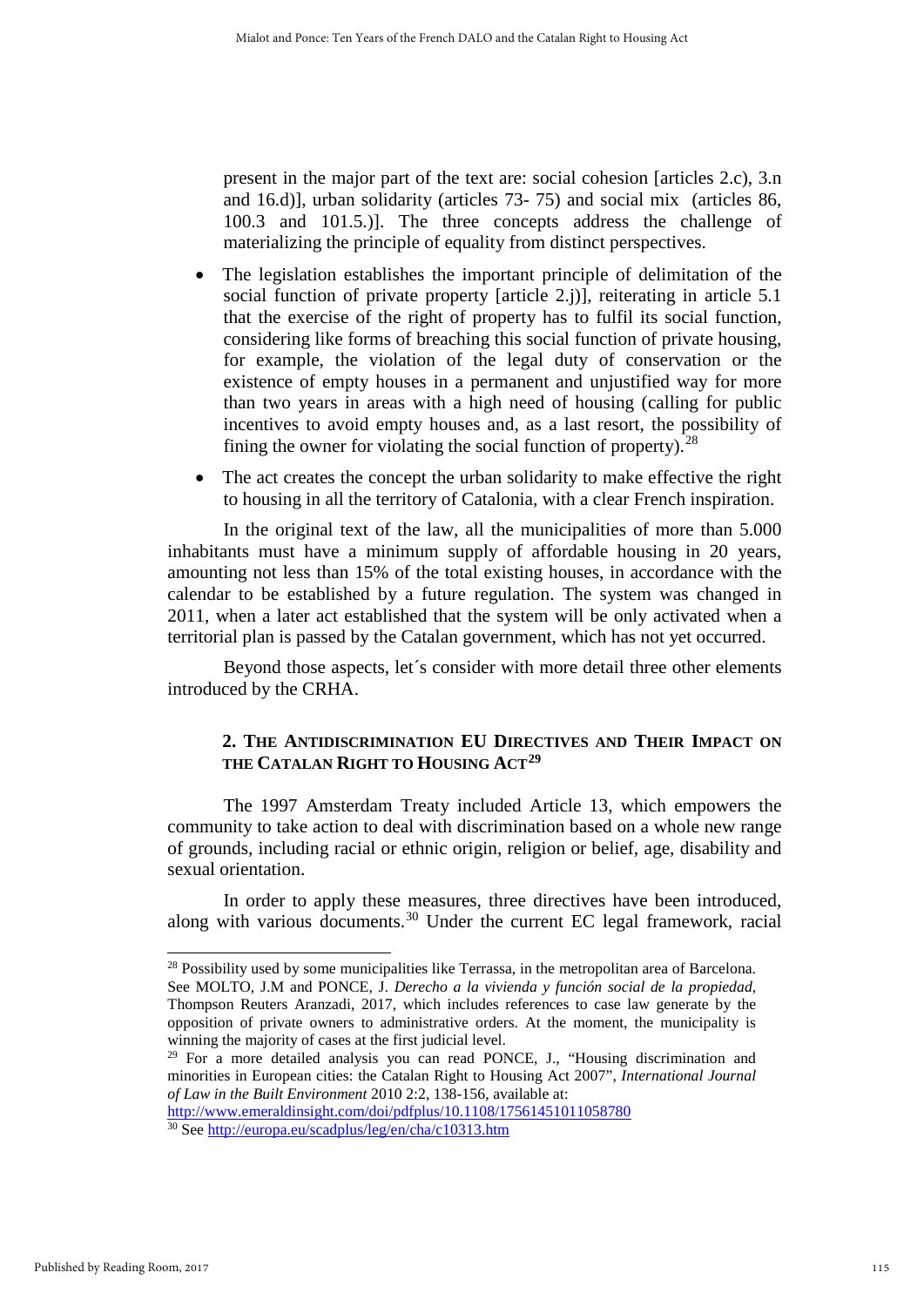present in the major part of the text are: social cohesion [articles 2.c), 3.n and 16.d)], urban solidarity (articles 73- 75) and social mix (articles 86, 100.3 and 101.5.)]. The three concepts address the challenge of materializing the principle of equality from distinct perspectives.

- The legislation establishes the important principle of delimitation of the social function of private property [article 2.j)], reiterating in article 5.1 that the exercise of the right of property has to fulfil its social function, considering like forms of breaching this social function of private housing, for example, the violation of the legal duty of conservation or the existence of empty houses in a permanent and unjustified way for more than two years in areas with a high need of housing (calling for public incentives to avoid empty houses and, as a last resort, the possibility of fining the owner for violating the social function of property).[28]
- The act creates the concept the urban solidarity to make effective the right to housing in all the territory of Catalonia, with a clear French inspiration.

In the original text of the law, all the municipalities of more than 5.000 inhabitants must have a minimum supply of affordable housing in 20 years, amounting not less than 15% of the total existing houses, in accordance with the calendar to be established by a future regulation. The system was changed in 2011, when a later act established that the system will be only activated when a territorial plan is passed by the Catalan government, which has not yet occurred.

Beyond those aspects, let´s consider with more detail three other elements introduced by the CRHA.

## 2. The Antidiscrimination EU Directives and Their Impact on the Catalan Right to Housing Act[29]

The 1997 Amsterdam Treaty included Article 13, which empowers the community to take action to deal with discrimination based on a whole new range of grounds, including racial or ethnic origin, religion or belief, age, disability and sexual orientation.

In order to apply these measures, three directives have been introduced, along with various documents.[30] Under the current EC legal framework, racial

---

[28] Possibility used by some municipalities like Terrassa, in the metropolitan area of Barcelona. See MOLTO, J.M and PONCE, J. *Derecho a la vivienda y función social de la propiedad*, Thompson Reuters Aranzadi, 2017, which includes references to case law generate by the opposition of private owners to administrative orders. At the moment, the municipality is winning the majority of cases at the first judicial level.

[29] For a more detailed analysis you can read PONCE, J., "Housing discrimination and minorities in European cities: the Catalan Right to Housing Act 2007", *International Journal of Law in the Built Environment* 2010 2:2, 138-156, available at: http://www.emeraldinsight.com/doi/pdfplus/10.1108/17561451011058780

[30] See http://europa.eu/scadplus/leg/en/cha/c10313.htm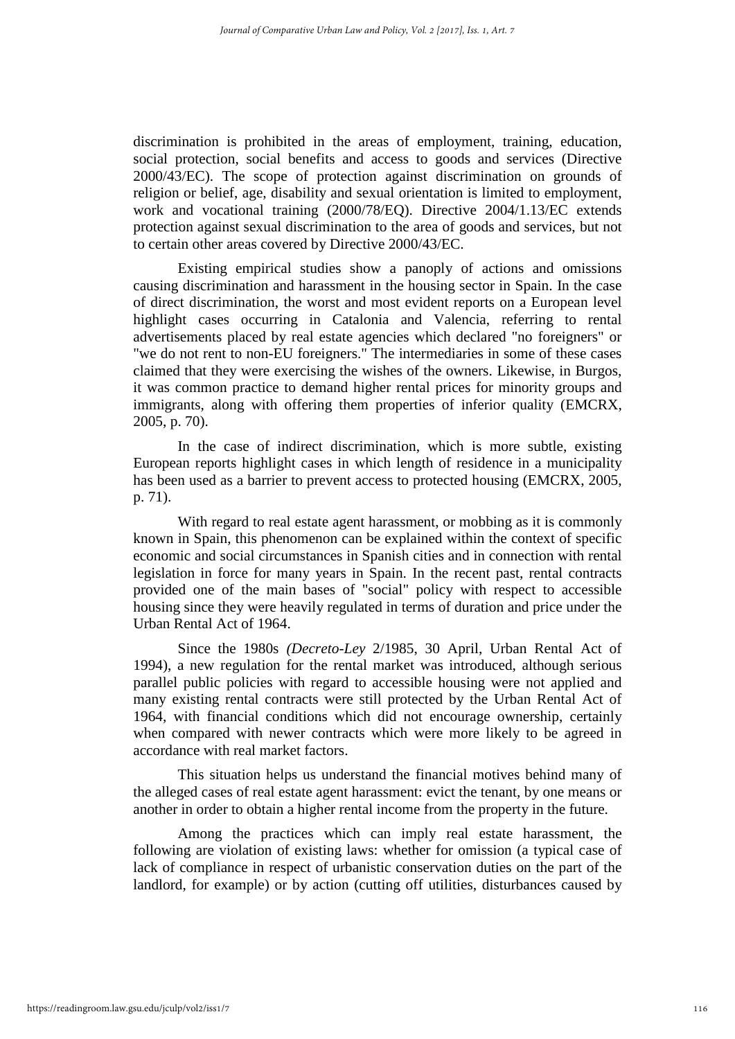discrimination is prohibited in the areas of employment, training, education, social protection, social benefits and access to goods and services (Directive 2000/43/EC). The scope of protection against discrimination on grounds of religion or belief, age, disability and sexual orientation is limited to employment, work and vocational training (2000/78/EQ). Directive 2004/1.13/EC extends protection against sexual discrimination to the area of goods and services, but not to certain other areas covered by Directive 2000/43/EC.

Existing empirical studies show a panoply of actions and omissions causing discrimination and harassment in the housing sector in Spain. In the case of direct discrimination, the worst and most evident reports on a European level highlight cases occurring in Catalonia and Valencia, referring to rental advertisements placed by real estate agencies which declared "no foreigners" or "we do not rent to non-EU foreigners." The intermediaries in some of these cases claimed that they were exercising the wishes of the owners. Likewise, in Burgos, it was common practice to demand higher rental prices for minority groups and immigrants, along with offering them properties of inferior quality (EMCRX, 2005, p. 70).

In the case of indirect discrimination, which is more subtle, existing European reports highlight cases in which length of residence in a municipality has been used as a barrier to prevent access to protected housing (EMCRX, 2005, p. 71).

With regard to real estate agent harassment, or mobbing as it is commonly known in Spain, this phenomenon can be explained within the context of specific economic and social circumstances in Spanish cities and in connection with rental legislation in force for many years in Spain. In the recent past, rental contracts provided one of the main bases of "social" policy with respect to accessible housing since they were heavily regulated in terms of duration and price under the Urban Rental Act of 1964.

Since the 1980s *(Decreto-Ley* 2/1985, 30 April, Urban Rental Act of 1994), a new regulation for the rental market was introduced, although serious parallel public policies with regard to accessible housing were not applied and many existing rental contracts were still protected by the Urban Rental Act of 1964, with financial conditions which did not encourage ownership, certainly when compared with newer contracts which were more likely to be agreed in accordance with real market factors.

This situation helps us understand the financial motives behind many of the alleged cases of real estate agent harassment: evict the tenant, by one means or another in order to obtain a higher rental income from the property in the future.

Among the practices which can imply real estate harassment, the following are violation of existing laws: whether for omission (a typical case of lack of compliance in respect of urbanistic conservation duties on the part of the landlord, for example) or by action (cutting off utilities, disturbances caused by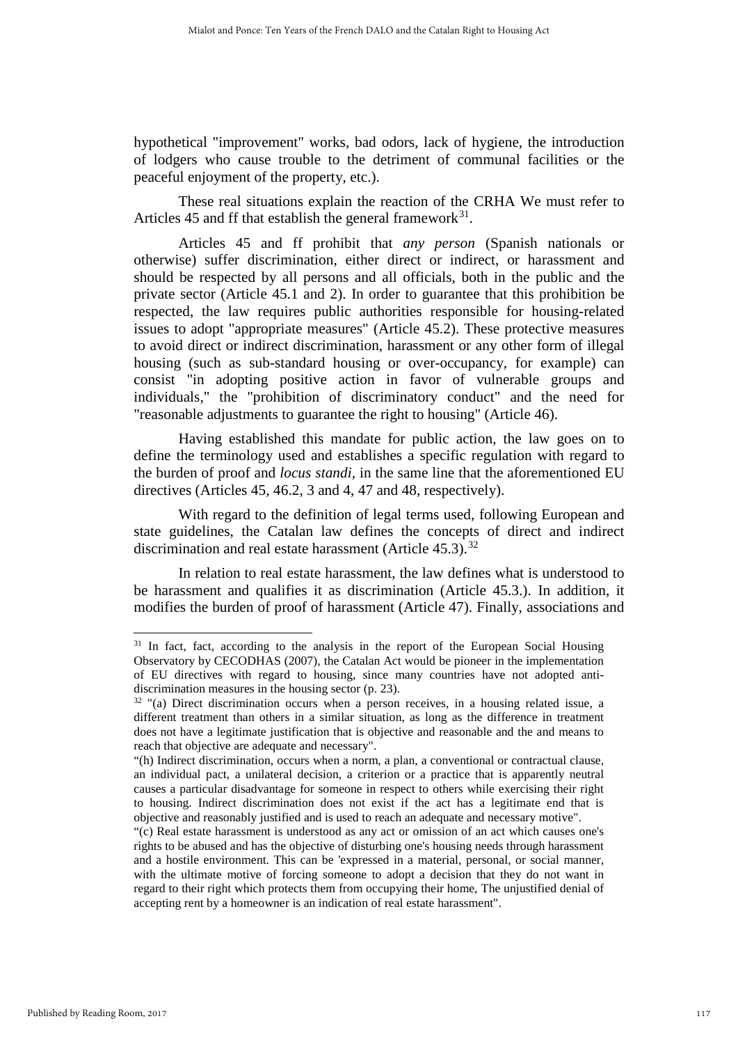hypothetical "improvement" works, bad odors, lack of hygiene, the introduction of lodgers who cause trouble to the detriment of communal facilities or the peaceful enjoyment of the property, etc.).

These real situations explain the reaction of the CRHA We must refer to Articles 45 and ff that establish the general framework[31].

Articles 45 and ff prohibit that *any person* (Spanish nationals or otherwise) suffer discrimination, either direct or indirect, or harassment and should be respected by all persons and all officials, both in the public and the private sector (Article 45.1 and 2). In order to guarantee that this prohibition be respected, the law requires public authorities responsible for housing-related issues to adopt "appropriate measures" (Article 45.2). These protective measures to avoid direct or indirect discrimination, harassment or any other form of illegal housing (such as sub-standard housing or over-occupancy, for example) can consist "in adopting positive action in favor of vulnerable groups and individuals," the "prohibition of discriminatory conduct" and the need for "reasonable adjustments to guarantee the right to housing" (Article 46).

Having established this mandate for public action, the law goes on to define the terminology used and establishes a specific regulation with regard to the burden of proof and *locus standi*, in the same line that the aforementioned EU directives (Articles 45, 46.2, 3 and 4, 47 and 48, respectively).

With regard to the definition of legal terms used, following European and state guidelines, the Catalan law defines the concepts of direct and indirect discrimination and real estate harassment (Article 45.3).[32]

In relation to real estate harassment, the law defines what is understood to be harassment and qualifies it as discrimination (Article 45.3.). In addition, it modifies the burden of proof of harassment (Article 47). Finally, associations and

---

[31] In fact, fact, according to the analysis in the report of the European Social Housing Observatory by CECODHAS (2007), the Catalan Act would be pioneer in the implementation of EU directives with regard to housing, since many countries have not adopted anti-discrimination measures in the housing sector (p. 23).

[32] "(a) Direct discrimination occurs when a person receives, in a housing related issue, a different treatment than others in a similar situation, as long as the difference in treatment does not have a legitimate justification that is objective and reasonable and the and means to reach that objective are adequate and necessary".

"(h) Indirect discrimination, occurs when a norm, a plan, a conventional or contractual clause, an individual pact, a unilateral decision, a criterion or a practice that is apparently neutral causes a particular disadvantage for someone in respect to others while exercising their right to housing. Indirect discrimination does not exist if the act has a legitimate end that is objective and reasonably justified and is used to reach an adequate and necessary motive".

"(c) Real estate harassment is understood as any act or omission of an act which causes one's rights to be abused and has the objective of disturbing one's housing needs through harassment and a hostile environment. This can be 'expressed in a material, personal, or social manner, with the ultimate motive of forcing someone to adopt a decision that they do not want in regard to their right which protects them from occupying their home, The unjustified denial of accepting rent by a homeowner is an indication of real estate harassment".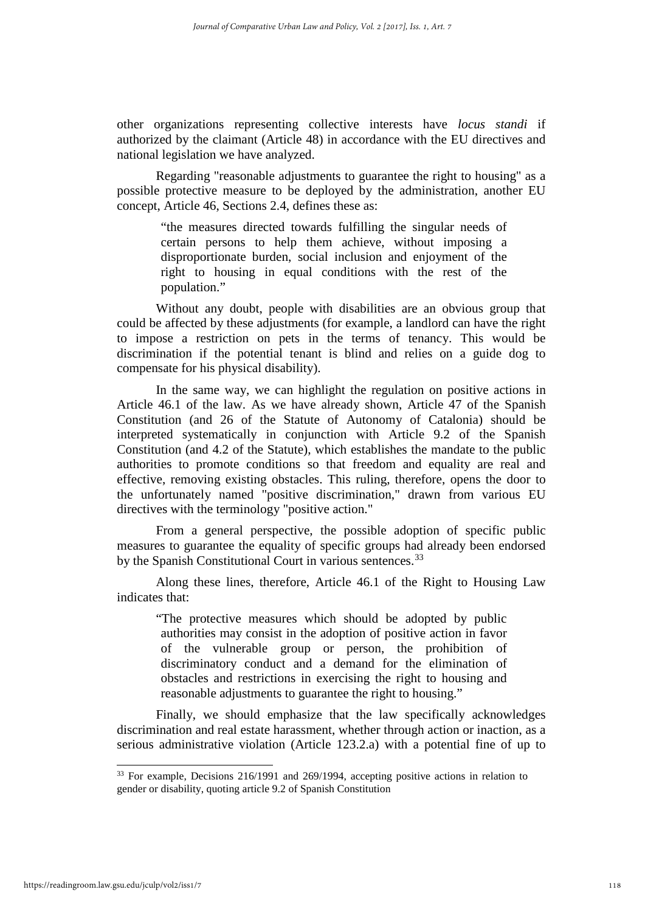other organizations representing collective interests have *locus standi* if authorized by the claimant (Article 48) in accordance with the EU directives and national legislation we have analyzed.

Regarding "reasonable adjustments to guarantee the right to housing" as a possible protective measure to be deployed by the administration, another EU concept, Article 46, Sections 2.4, defines these as:

> “the measures directed towards fulfilling the singular needs of certain persons to help them achieve, without imposing a disproportionate burden, social inclusion and enjoyment of the right to housing in equal conditions with the rest of the population.”

Without any doubt, people with disabilities are an obvious group that could be affected by these adjustments (for example, a landlord can have the right to impose a restriction on pets in the terms of tenancy. This would be discrimination if the potential tenant is blind and relies on a guide dog to compensate for his physical disability).

In the same way, we can highlight the regulation on positive actions in Article 46.1 of the law. As we have already shown, Article 47 of the Spanish Constitution (and 26 of the Statute of Autonomy of Catalonia) should be interpreted systematically in conjunction with Article 9.2 of the Spanish Constitution (and 4.2 of the Statute), which establishes the mandate to the public authorities to promote conditions so that freedom and equality are real and effective, removing existing obstacles. This ruling, therefore, opens the door to the unfortunately named "positive discrimination," drawn from various EU directives with the terminology "positive action."

From a general perspective, the possible adoption of specific public measures to guarantee the equality of specific groups had already been endorsed by the Spanish Constitutional Court in various sentences.[33]

Along these lines, therefore, Article 46.1 of the Right to Housing Law indicates that:

> “The protective measures which should be adopted by public authorities may consist in the adoption of positive action in favor of the vulnerable group or person, the prohibition of discriminatory conduct and a demand for the elimination of obstacles and restrictions in exercising the right to housing and reasonable adjustments to guarantee the right to housing.”

Finally, we should emphasize that the law specifically acknowledges discrimination and real estate harassment, whether through action or inaction, as a serious administrative violation (Article 123.2.a) with a potential fine of up to

[33] For example, Decisions 216/1991 and 269/1994, accepting positive actions in relation to gender or disability, quoting article 9.2 of Spanish Constitution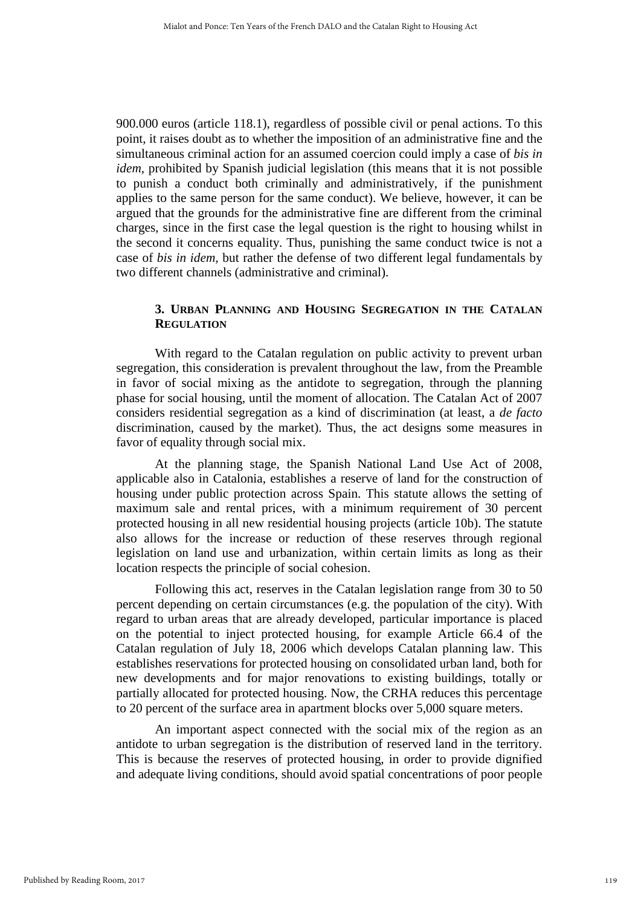900.000 euros (article 118.1), regardless of possible civil or penal actions. To this point, it raises doubt as to whether the imposition of an administrative fine and the simultaneous criminal action for an assumed coercion could imply a case of *bis in idem*, prohibited by Spanish judicial legislation (this means that it is not possible to punish a conduct both criminally and administratively, if the punishment applies to the same person for the same conduct). We believe, however, it can be argued that the grounds for the administrative fine are different from the criminal charges, since in the first case the legal question is the right to housing whilst in the second it concerns equality. Thus, punishing the same conduct twice is not a case of *bis in idem*, but rather the defense of two different legal fundamentals by two different channels (administrative and criminal).

### 3. Urban Planning and Housing Segregation in the Catalan Regulation

With regard to the Catalan regulation on public activity to prevent urban segregation, this consideration is prevalent throughout the law, from the Preamble in favor of social mixing as the antidote to segregation, through the planning phase for social housing, until the moment of allocation. The Catalan Act of 2007 considers residential segregation as a kind of discrimination (at least, a *de facto* discrimination, caused by the market). Thus, the act designs some measures in favor of equality through social mix.

At the planning stage, the Spanish National Land Use Act of 2008, applicable also in Catalonia, establishes a reserve of land for the construction of housing under public protection across Spain. This statute allows the setting of maximum sale and rental prices, with a minimum requirement of 30 percent protected housing in all new residential housing projects (article 10b). The statute also allows for the increase or reduction of these reserves through regional legislation on land use and urbanization, within certain limits as long as their location respects the principle of social cohesion.

Following this act, reserves in the Catalan legislation range from 30 to 50 percent depending on certain circumstances (e.g. the population of the city). With regard to urban areas that are already developed, particular importance is placed on the potential to inject protected housing, for example Article 66.4 of the Catalan regulation of July 18, 2006 which develops Catalan planning law. This establishes reservations for protected housing on consolidated urban land, both for new developments and for major renovations to existing buildings, totally or partially allocated for protected housing. Now, the CRHA reduces this percentage to 20 percent of the surface area in apartment blocks over 5,000 square meters.

An important aspect connected with the social mix of the region as an antidote to urban segregation is the distribution of reserved land in the territory. This is because the reserves of protected housing, in order to provide dignified and adequate living conditions, should avoid spatial concentrations of poor people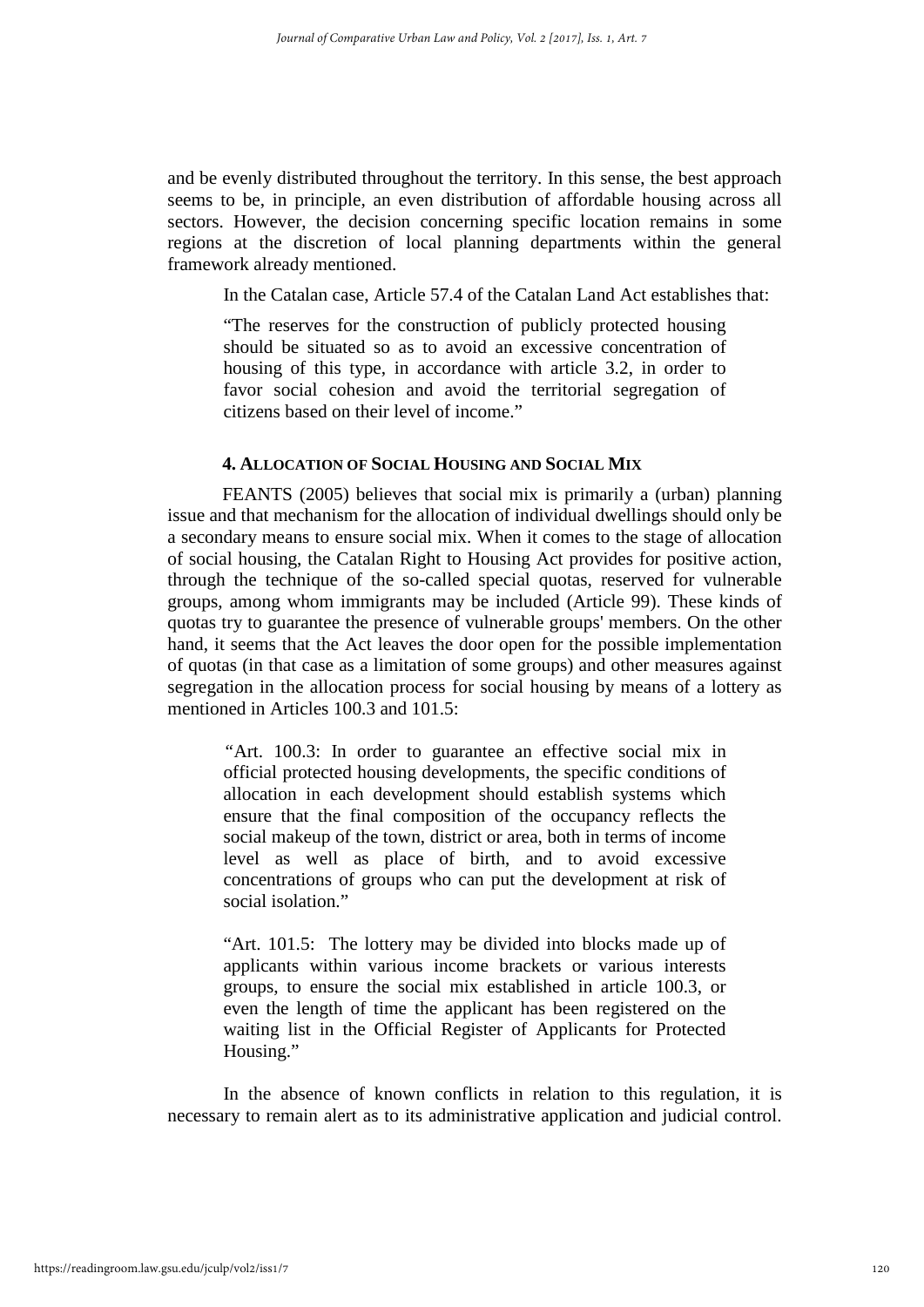and be evenly distributed throughout the territory. In this sense, the best approach seems to be, in principle, an even distribution of affordable housing across all sectors. However, the decision concerning specific location remains in some regions at the discretion of local planning departments within the general framework already mentioned.

In the Catalan case, Article 57.4 of the Catalan Land Act establishes that:

> "The reserves for the construction of publicly protected housing should be situated so as to avoid an excessive concentration of housing of this type, in accordance with article 3.2, in order to favor social cohesion and avoid the territorial segregation of citizens based on their level of income."

#### 4. Allocation of Social Housing and Social Mix

FEANTS (2005) believes that social mix is primarily a (urban) planning issue and that mechanism for the allocation of individual dwellings should only be a secondary means to ensure social mix. When it comes to the stage of allocation of social housing, the Catalan Right to Housing Act provides for positive action, through the technique of the so-called special quotas, reserved for vulnerable groups, among whom immigrants may be included (Article 99). These kinds of quotas try to guarantee the presence of vulnerable groups' members. On the other hand, it seems that the Act leaves the door open for the possible implementation of quotas (in that case as a limitation of some groups) and other measures against segregation in the allocation process for social housing by means of a lottery as mentioned in Articles 100.3 and 101.5:

> "Art. 100.3: In order to guarantee an effective social mix in official protected housing developments, the specific conditions of allocation in each development should establish systems which ensure that the final composition of the occupancy reflects the social makeup of the town, district or area, both in terms of income level as well as place of birth, and to avoid excessive concentrations of groups who can put the development at risk of social isolation."

> "Art. 101.5: The lottery may be divided into blocks made up of applicants within various income brackets or various interests groups, to ensure the social mix established in article 100.3, or even the length of time the applicant has been registered on the waiting list in the Official Register of Applicants for Protected Housing."

In the absence of known conflicts in relation to this regulation, it is necessary to remain alert as to its administrative application and judicial control.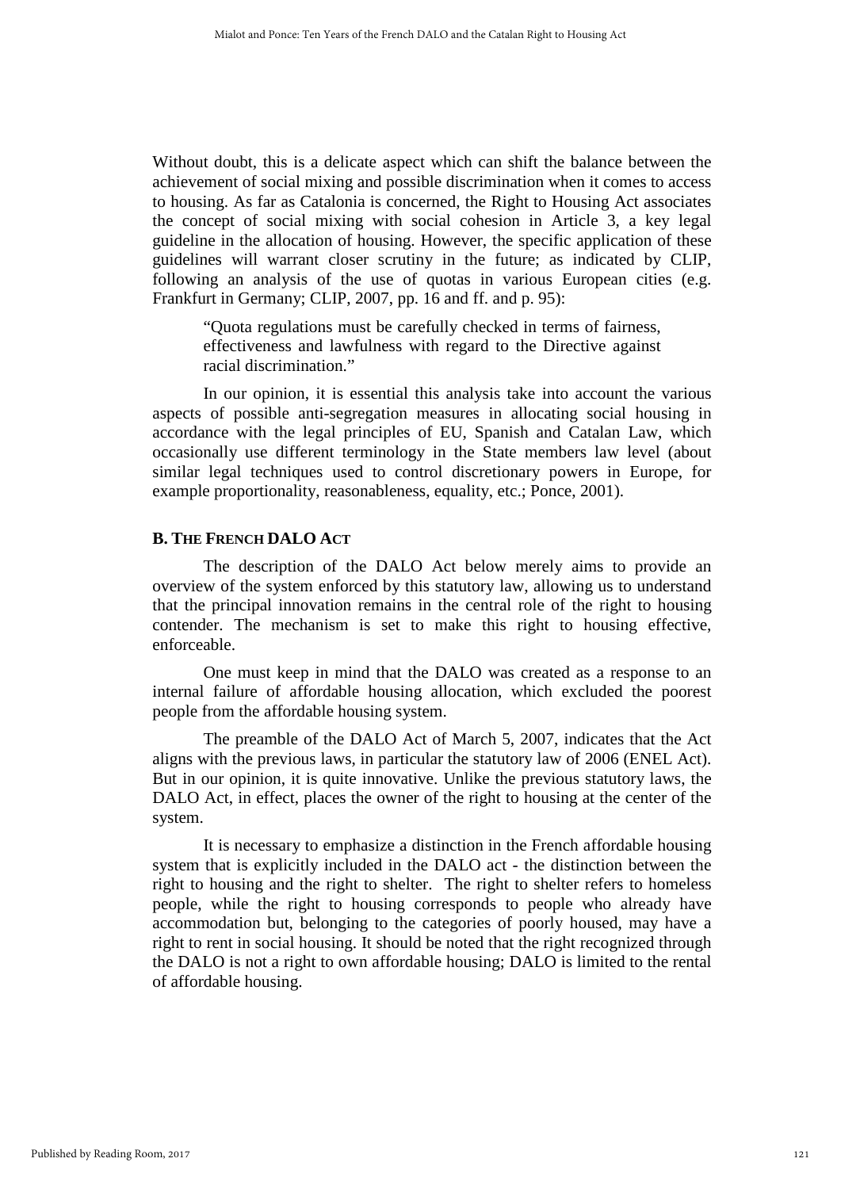Without doubt, this is a delicate aspect which can shift the balance between the achievement of social mixing and possible discrimination when it comes to access to housing. As far as Catalonia is concerned, the Right to Housing Act associates the concept of social mixing with social cohesion in Article 3, a key legal guideline in the allocation of housing. However, the specific application of these guidelines will warrant closer scrutiny in the future; as indicated by CLIP, following an analysis of the use of quotas in various European cities (e.g. Frankfurt in Germany; CLIP, 2007, pp. 16 and ff. and p. 95):

> "Quota regulations must be carefully checked in terms of fairness, effectiveness and lawfulness with regard to the Directive against racial discrimination."

In our opinion, it is essential this analysis take into account the various aspects of possible anti-segregation measures in allocating social housing in accordance with the legal principles of EU, Spanish and Catalan Law, which occasionally use different terminology in the State members law level (about similar legal techniques used to control discretionary powers in Europe, for example proportionality, reasonableness, equality, etc.; Ponce, 2001).

### B. The French DALO Act

The description of the DALO Act below merely aims to provide an overview of the system enforced by this statutory law, allowing us to understand that the principal innovation remains in the central role of the right to housing contender. The mechanism is set to make this right to housing effective, enforceable.

One must keep in mind that the DALO was created as a response to an internal failure of affordable housing allocation, which excluded the poorest people from the affordable housing system.

The preamble of the DALO Act of March 5, 2007, indicates that the Act aligns with the previous laws, in particular the statutory law of 2006 (ENEL Act). But in our opinion, it is quite innovative. Unlike the previous statutory laws, the DALO Act, in effect, places the owner of the right to housing at the center of the system.

It is necessary to emphasize a distinction in the French affordable housing system that is explicitly included in the DALO act - the distinction between the right to housing and the right to shelter. The right to shelter refers to homeless people, while the right to housing corresponds to people who already have accommodation but, belonging to the categories of poorly housed, may have a right to rent in social housing. It should be noted that the right recognized through the DALO is not a right to own affordable housing; DALO is limited to the rental of affordable housing.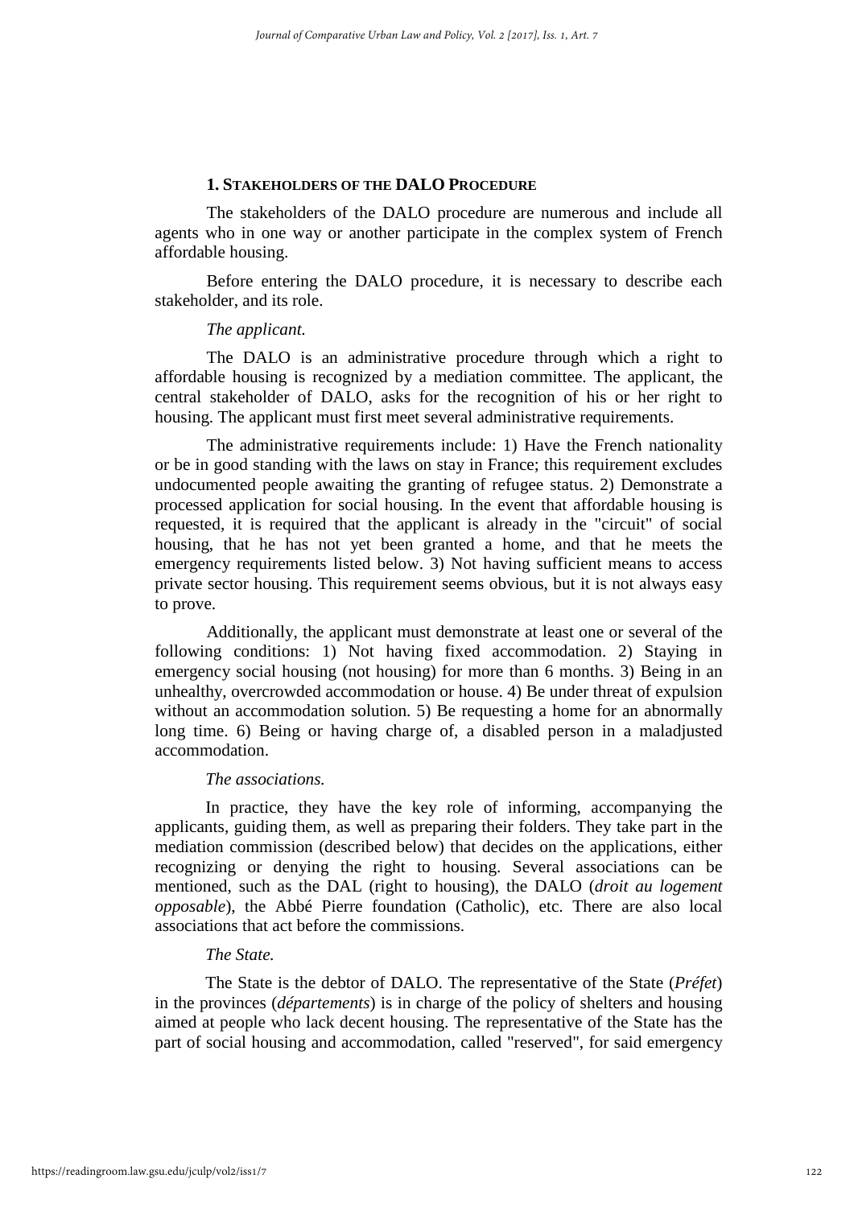## 1. Stakeholders of the DALO Procedure

The stakeholders of the DALO procedure are numerous and include all agents who in one way or another participate in the complex system of French affordable housing.

Before entering the DALO procedure, it is necessary to describe each stakeholder, and its role.

*The applicant.*

The DALO is an administrative procedure through which a right to affordable housing is recognized by a mediation committee. The applicant, the central stakeholder of DALO, asks for the recognition of his or her right to housing. The applicant must first meet several administrative requirements.

The administrative requirements include: 1) Have the French nationality or be in good standing with the laws on stay in France; this requirement excludes undocumented people awaiting the granting of refugee status. 2) Demonstrate a processed application for social housing. In the event that affordable housing is requested, it is required that the applicant is already in the "circuit" of social housing, that he has not yet been granted a home, and that he meets the emergency requirements listed below. 3) Not having sufficient means to access private sector housing. This requirement seems obvious, but it is not always easy to prove.

Additionally, the applicant must demonstrate at least one or several of the following conditions: 1) Not having fixed accommodation. 2) Staying in emergency social housing (not housing) for more than 6 months. 3) Being in an unhealthy, overcrowded accommodation or house. 4) Be under threat of expulsion without an accommodation solution. 5) Be requesting a home for an abnormally long time. 6) Being or having charge of, a disabled person in a maladjusted accommodation.

*The associations.*

In practice, they have the key role of informing, accompanying the applicants, guiding them, as well as preparing their folders. They take part in the mediation commission (described below) that decides on the applications, either recognizing or denying the right to housing. Several associations can be mentioned, such as the DAL (right to housing), the DALO (*droit au logement opposable*), the Abbé Pierre foundation (Catholic), etc. There are also local associations that act before the commissions.

*The State.*

The State is the debtor of DALO. The representative of the State (*Préfet*) in the provinces (*départements*) is in charge of the policy of shelters and housing aimed at people who lack decent housing. The representative of the State has the part of social housing and accommodation, called "reserved", for said emergency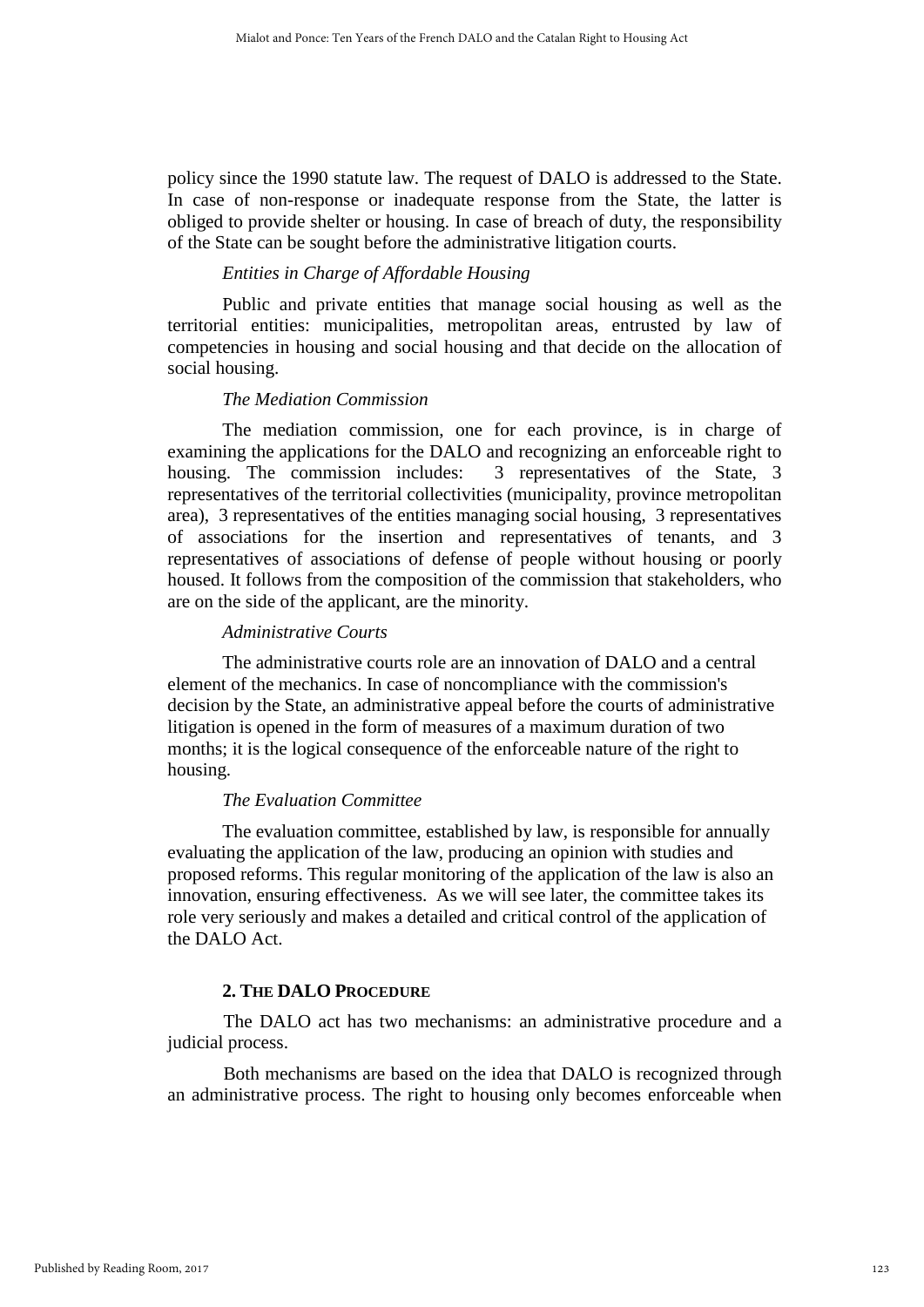policy since the 1990 statute law. The request of DALO is addressed to the State. In case of non-response or inadequate response from the State, the latter is obliged to provide shelter or housing. In case of breach of duty, the responsibility of the State can be sought before the administrative litigation courts.

*Entities in Charge of Affordable Housing*

Public and private entities that manage social housing as well as the territorial entities: municipalities, metropolitan areas, entrusted by law of competencies in housing and social housing and that decide on the allocation of social housing.

*The Mediation Commission*

The mediation commission, one for each province, is in charge of examining the applications for the DALO and recognizing an enforceable right to housing. The commission includes: 3 representatives of the State, 3 representatives of the territorial collectivities (municipality, province metropolitan area), 3 representatives of the entities managing social housing, 3 representatives of associations for the insertion and representatives of tenants, and 3 representatives of associations of defense of people without housing or poorly housed. It follows from the composition of the commission that stakeholders, who are on the side of the applicant, are the minority.

*Administrative Courts*

The administrative courts role are an innovation of DALO and a central element of the mechanics. In case of noncompliance with the commission's decision by the State, an administrative appeal before the courts of administrative litigation is opened in the form of measures of a maximum duration of two months; it is the logical consequence of the enforceable nature of the right to housing.

*The Evaluation Committee*

The evaluation committee, established by law, is responsible for annually evaluating the application of the law, producing an opinion with studies and proposed reforms. This regular monitoring of the application of the law is also an innovation, ensuring effectiveness. As we will see later, the committee takes its role very seriously and makes a detailed and critical control of the application of the DALO Act.

## 2. The DALO Procedure

The DALO act has two mechanisms: an administrative procedure and a judicial process.

Both mechanisms are based on the idea that DALO is recognized through an administrative process. The right to housing only becomes enforceable when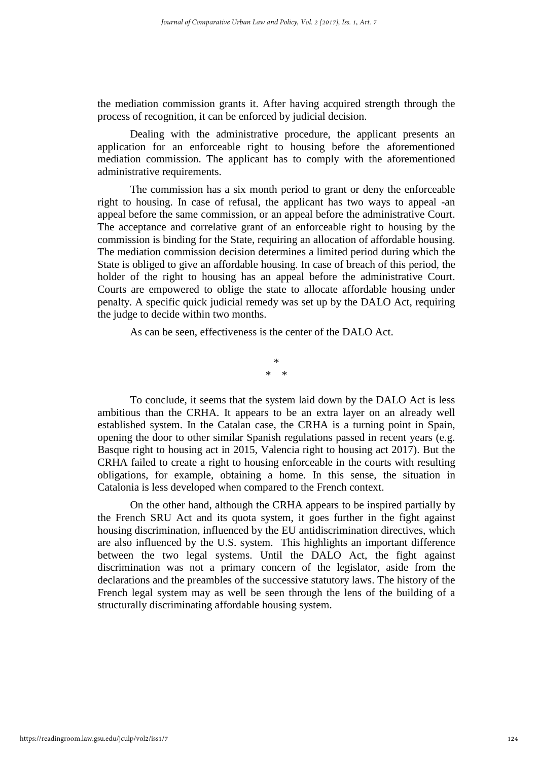the mediation commission grants it. After having acquired strength through the process of recognition, it can be enforced by judicial decision.

Dealing with the administrative procedure, the applicant presents an application for an enforceable right to housing before the aforementioned mediation commission. The applicant has to comply with the aforementioned administrative requirements.

The commission has a six month period to grant or deny the enforceable right to housing. In case of refusal, the applicant has two ways to appeal -an appeal before the same commission, or an appeal before the administrative Court. The acceptance and correlative grant of an enforceable right to housing by the commission is binding for the State, requiring an allocation of affordable housing. The mediation commission decision determines a limited period during which the State is obliged to give an affordable housing. In case of breach of this period, the holder of the right to housing has an appeal before the administrative Court. Courts are empowered to oblige the state to allocate affordable housing under penalty. A specific quick judicial remedy was set up by the DALO Act, requiring the judge to decide within two months.

As can be seen, effectiveness is the center of the DALO Act.

\*

\* \*

To conclude, it seems that the system laid down by the DALO Act is less ambitious than the CRHA. It appears to be an extra layer on an already well established system. In the Catalan case, the CRHA is a turning point in Spain, opening the door to other similar Spanish regulations passed in recent years (e.g. Basque right to housing act in 2015, Valencia right to housing act 2017). But the CRHA failed to create a right to housing enforceable in the courts with resulting obligations, for example, obtaining a home. In this sense, the situation in Catalonia is less developed when compared to the French context.

On the other hand, although the CRHA appears to be inspired partially by the French SRU Act and its quota system, it goes further in the fight against housing discrimination, influenced by the EU antidiscrimination directives, which are also influenced by the U.S. system. This highlights an important difference between the two legal systems. Until the DALO Act, the fight against discrimination was not a primary concern of the legislator, aside from the declarations and the preambles of the successive statutory laws. The history of the French legal system may as well be seen through the lens of the building of a structurally discriminating affordable housing system.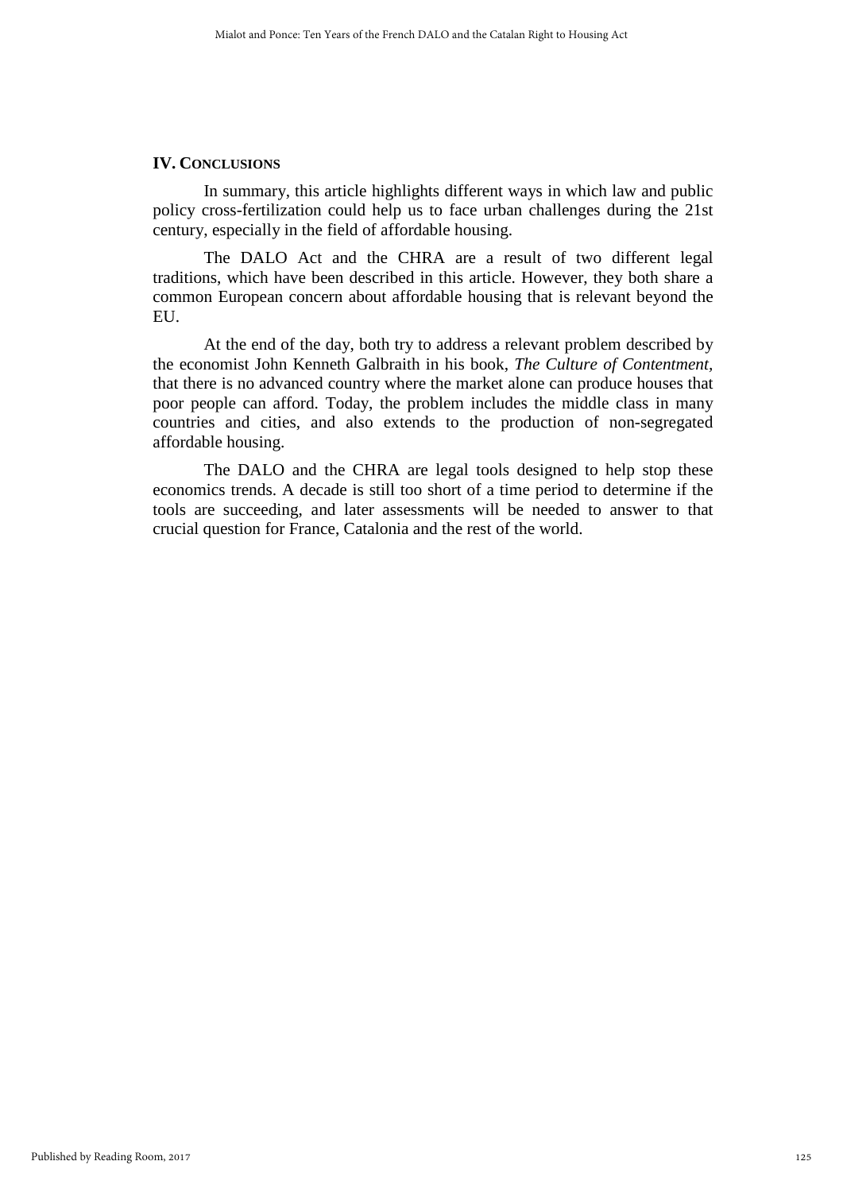## IV. CONCLUSIONS

In summary, this article highlights different ways in which law and public policy cross-fertilization could help us to face urban challenges during the 21st century, especially in the field of affordable housing.

The DALO Act and the CHRA are a result of two different legal traditions, which have been described in this article. However, they both share a common European concern about affordable housing that is relevant beyond the EU.

At the end of the day, both try to address a relevant problem described by the economist John Kenneth Galbraith in his book, *The Culture of Contentment*, that there is no advanced country where the market alone can produce houses that poor people can afford. Today, the problem includes the middle class in many countries and cities, and also extends to the production of non-segregated affordable housing.

The DALO and the CHRA are legal tools designed to help stop these economics trends. A decade is still too short of a time period to determine if the tools are succeeding, and later assessments will be needed to answer to that crucial question for France, Catalonia and the rest of the world.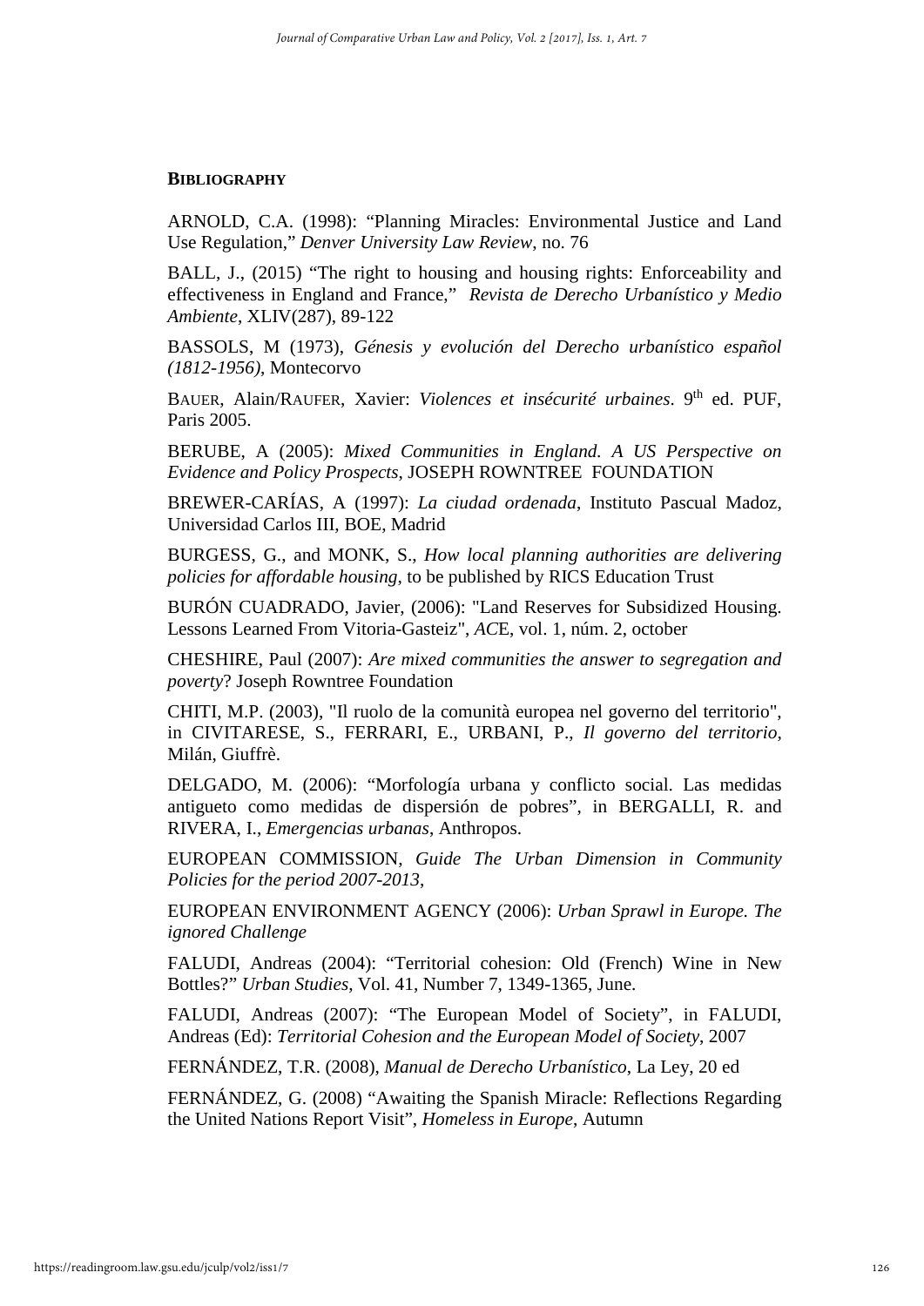## **BIBLIOGRAPHY**

ARNOLD, C.A. (1998): "Planning Miracles: Environmental Justice and Land Use Regulation," *Denver University Law Review*, no. 76

BALL, J., (2015) "The right to housing and housing rights: Enforceability and effectiveness in England and France," *Revista de Derecho Urbanístico y Medio Ambiente*, XLIV(287), 89-122

BASSOLS, M (1973), *Génesis y evolución del Derecho urbanístico español (1812-1956)*, Montecorvo

BAUER, Alain/RAUFER, Xavier: *Violences et insécurité urbaines*. 9th ed. PUF, Paris 2005.

BERUBE, A (2005): *Mixed Communities in England. A US Perspective on Evidence and Policy Prospects*, JOSEPH ROWNTREE FOUNDATION

BREWER-CARÍAS, A (1997): *La ciudad ordenada*, Instituto Pascual Madoz, Universidad Carlos III, BOE, Madrid

BURGESS, G., and MONK, S., *How local planning authorities are delivering policies for affordable housing*, to be published by RICS Education Trust

BURÓN CUADRADO, Javier, (2006): "Land Reserves for Subsidized Housing. Lessons Learned From Vitoria-Gasteiz", *ACE*, vol. 1, núm. 2, october

CHESHIRE, Paul (2007): *Are mixed communities the answer to segregation and poverty*? Joseph Rowntree Foundation

CHITI, M.P. (2003), "Il ruolo de la comunità europea nel governo del territorio", in CIVITARESE, S., FERRARI, E., URBANI, P., *Il governo del territorio*, Milán, Giuffrè.

DELGADO, M. (2006): "Morfología urbana y conflicto social. Las medidas antigueto como medidas de dispersión de pobres", in BERGALLI, R. and RIVERA, I., *Emergencias urbanas*, Anthropos.

EUROPEAN COMMISSION, *Guide The Urban Dimension in Community Policies for the period 2007-2013*,

EUROPEAN ENVIRONMENT AGENCY (2006): *Urban Sprawl in Europe. The ignored Challenge*

FALUDI, Andreas (2004): "Territorial cohesion: Old (French) Wine in New Bottles?" *Urban Studies*, Vol. 41, Number 7, 1349-1365, June.

FALUDI, Andreas (2007): "The European Model of Society", in FALUDI, Andreas (Ed): *Territorial Cohesion and the European Model of Society*, 2007

FERNÁNDEZ, T.R. (2008), *Manual de Derecho Urbanístico*, La Ley, 20 ed

FERNÁNDEZ, G. (2008) "Awaiting the Spanish Miracle: Reflections Regarding the United Nations Report Visit", *Homeless in Europe*, Autumn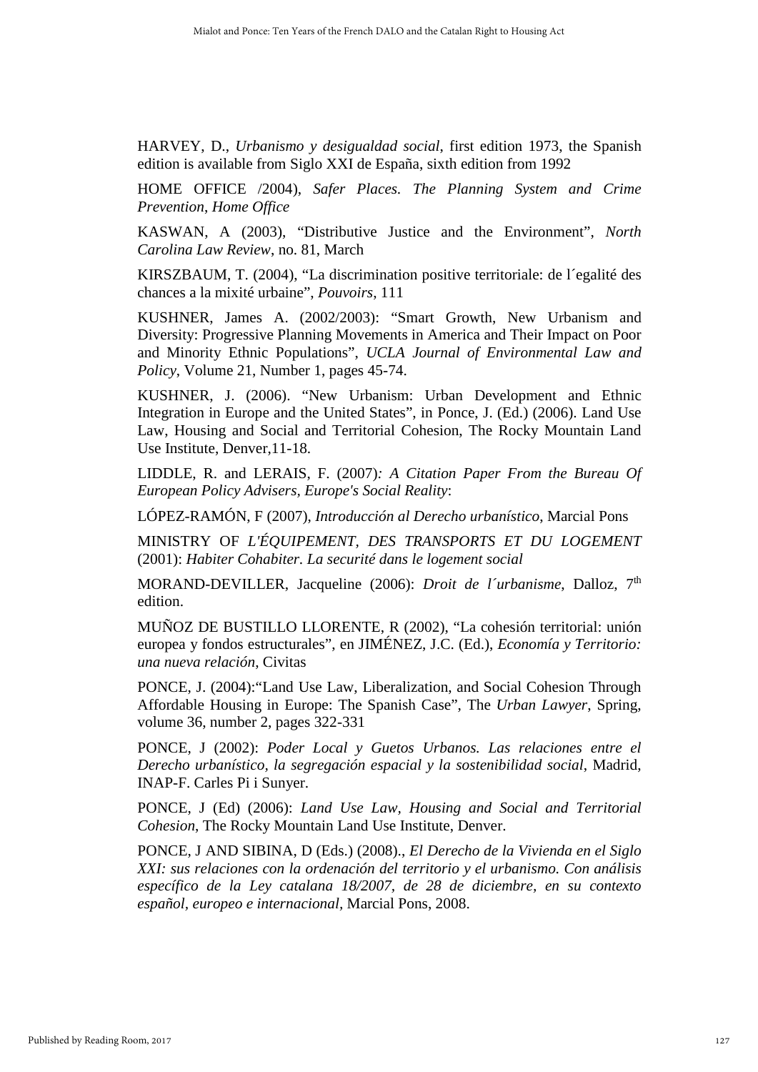HARVEY, D., *Urbanismo y desigualdad social*, first edition 1973, the Spanish edition is available from Siglo XXI de España, sixth edition from 1992

HOME OFFICE /2004), *Safer Places. The Planning System and Crime Prevention*, *Home Office*

KASWAN, A (2003), "Distributive Justice and the Environment", *North Carolina Law Review*, no. 81, March

KIRSZBAUM, T. (2004), "La discrimination positive territoriale: de l´egalité des chances a la mixité urbaine", *Pouvoirs*, 111

KUSHNER, James A. (2002/2003): "Smart Growth, New Urbanism and Diversity: Progressive Planning Movements in America and Their Impact on Poor and Minority Ethnic Populations", *UCLA Journal of Environmental Law and Policy*, Volume 21, Number 1, pages 45-74.

KUSHNER, J. (2006). "New Urbanism: Urban Development and Ethnic Integration in Europe and the United States", in Ponce, J. (Ed.) (2006). Land Use Law, Housing and Social and Territorial Cohesion, The Rocky Mountain Land Use Institute, Denver,11-18.

LIDDLE, R. and LERAIS, F. (2007)*: A Citation Paper From the Bureau Of European Policy Advisers, Europe's Social Reality*:

LÓPEZ-RAMÓN, F (2007), *Introducción al Derecho urbanístico*, Marcial Pons

MINISTRY OF *L'ÉQUIPEMENT, DES TRANSPORTS ET DU LOGEMENT* (2001): *Habiter Cohabiter. La securité dans le logement social*

MORAND-DEVILLER, Jacqueline (2006): *Droit de l´urbanisme*, Dalloz, 7th edition.

MUÑOZ DE BUSTILLO LLORENTE, R (2002), "La cohesión territorial: unión europea y fondos estructurales", en JIMÉNEZ, J.C. (Ed.), *Economía y Territorio: una nueva relación*, Civitas

PONCE, J. (2004):"Land Use Law, Liberalization, and Social Cohesion Through Affordable Housing in Europe: The Spanish Case", The *Urban Lawyer*, Spring, volume 36, number 2, pages 322-331

PONCE, J (2002): *Poder Local y Guetos Urbanos. Las relaciones entre el Derecho urbanístico, la segregación espacial y la sostenibilidad social*, Madrid, INAP-F. Carles Pi i Sunyer.

PONCE, J (Ed) (2006): *Land Use Law, Housing and Social and Territorial Cohesion*, The Rocky Mountain Land Use Institute, Denver.

PONCE, J AND SIBINA, D (Eds.) (2008)., *El Derecho de la Vivienda en el Siglo XXI: sus relaciones con la ordenación del territorio y el urbanismo. Con análisis específico de la Ley catalana 18/2007, de 28 de diciembre, en su contexto español, europeo e internacional*, Marcial Pons, 2008.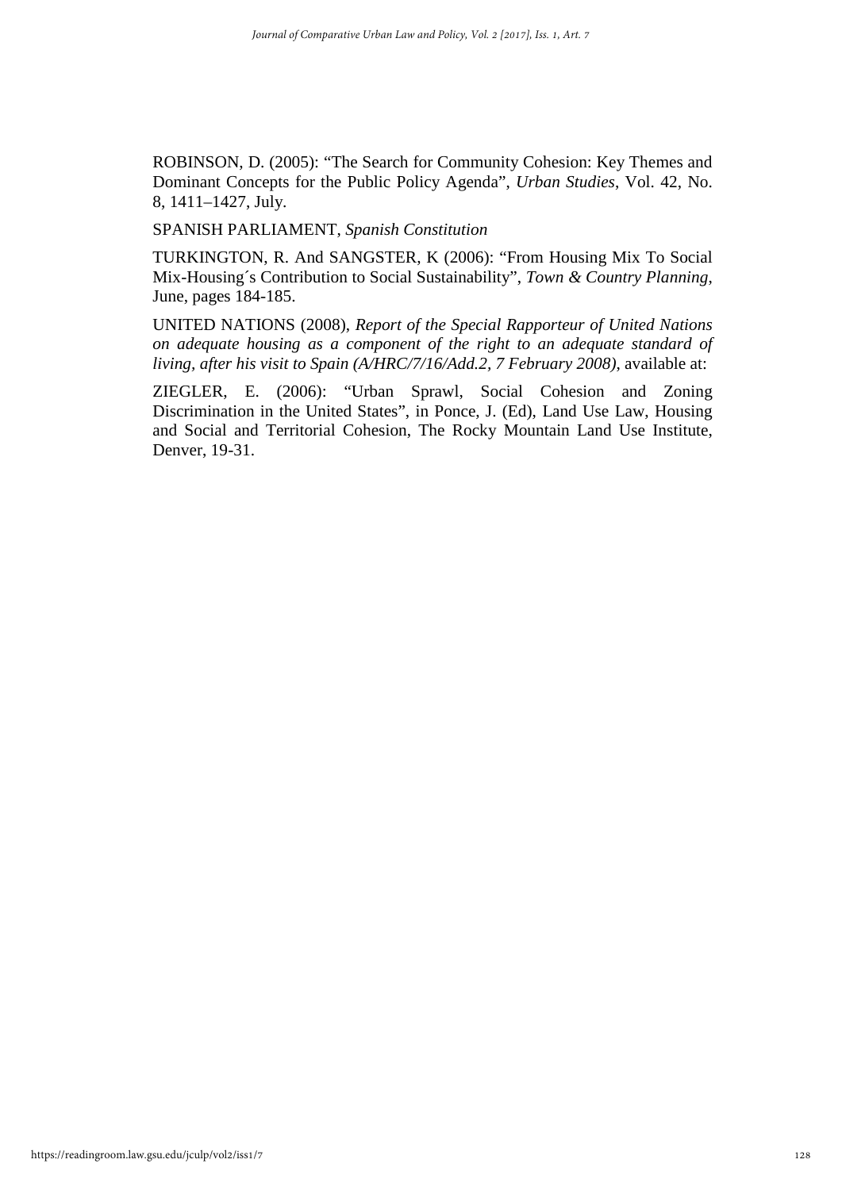ROBINSON, D. (2005): "The Search for Community Cohesion: Key Themes and Dominant Concepts for the Public Policy Agenda", *Urban Studies*, Vol. 42, No. 8, 1411–1427, July.

SPANISH PARLIAMENT, *Spanish Constitution*

TURKINGTON, R. And SANGSTER, K (2006): "From Housing Mix To Social Mix-Housing´s Contribution to Social Sustainability", *Town & Country Planning*, June, pages 184-185.

UNITED NATIONS (2008), *Report of the Special Rapporteur of United Nations on adequate housing as a component of the right to an adequate standard of living, after his visit to Spain (A/HRC/7/16/Add.2, 7 February 2008)*, available at:

ZIEGLER, E. (2006): "Urban Sprawl, Social Cohesion and Zoning Discrimination in the United States", in Ponce, J. (Ed), Land Use Law, Housing and Social and Territorial Cohesion, The Rocky Mountain Land Use Institute, Denver, 19-31.